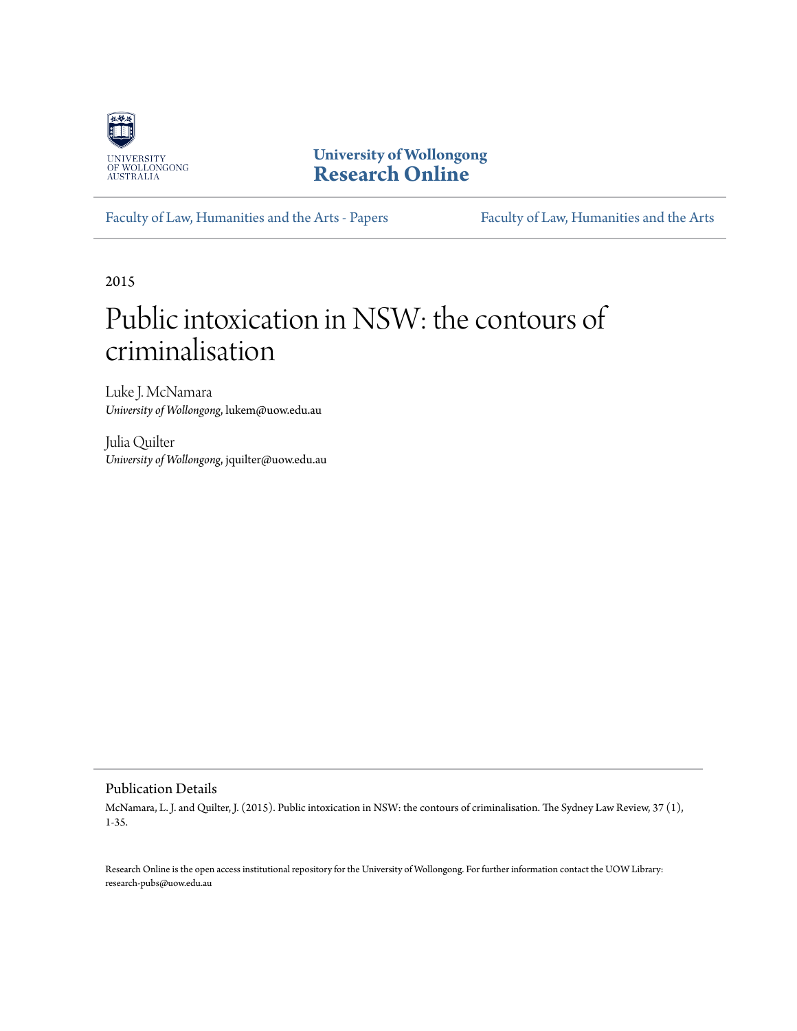UNIVERSITY OF WOLLONGONG AUSTRALIA

**University of Wollongong**
**Research Online**

Faculty of Law, Humanities and the Arts - Papers | Faculty of Law, Humanities and the Arts

2015

# Public intoxication in NSW: the contours of criminalisation

Luke J. McNamara
*University of Wollongong*, lukem@uow.edu.au

Julia Quilter
*University of Wollongong*, jquilter@uow.edu.au

## Publication Details

McNamara, L. J. and Quilter, J. (2015). Public intoxication in NSW: the contours of criminalisation. The Sydney Law Review, 37 (1), 1-35.

Research Online is the open access institutional repository for the University of Wollongong. For further information contact the UOW Library: research-pubs@uow.edu.au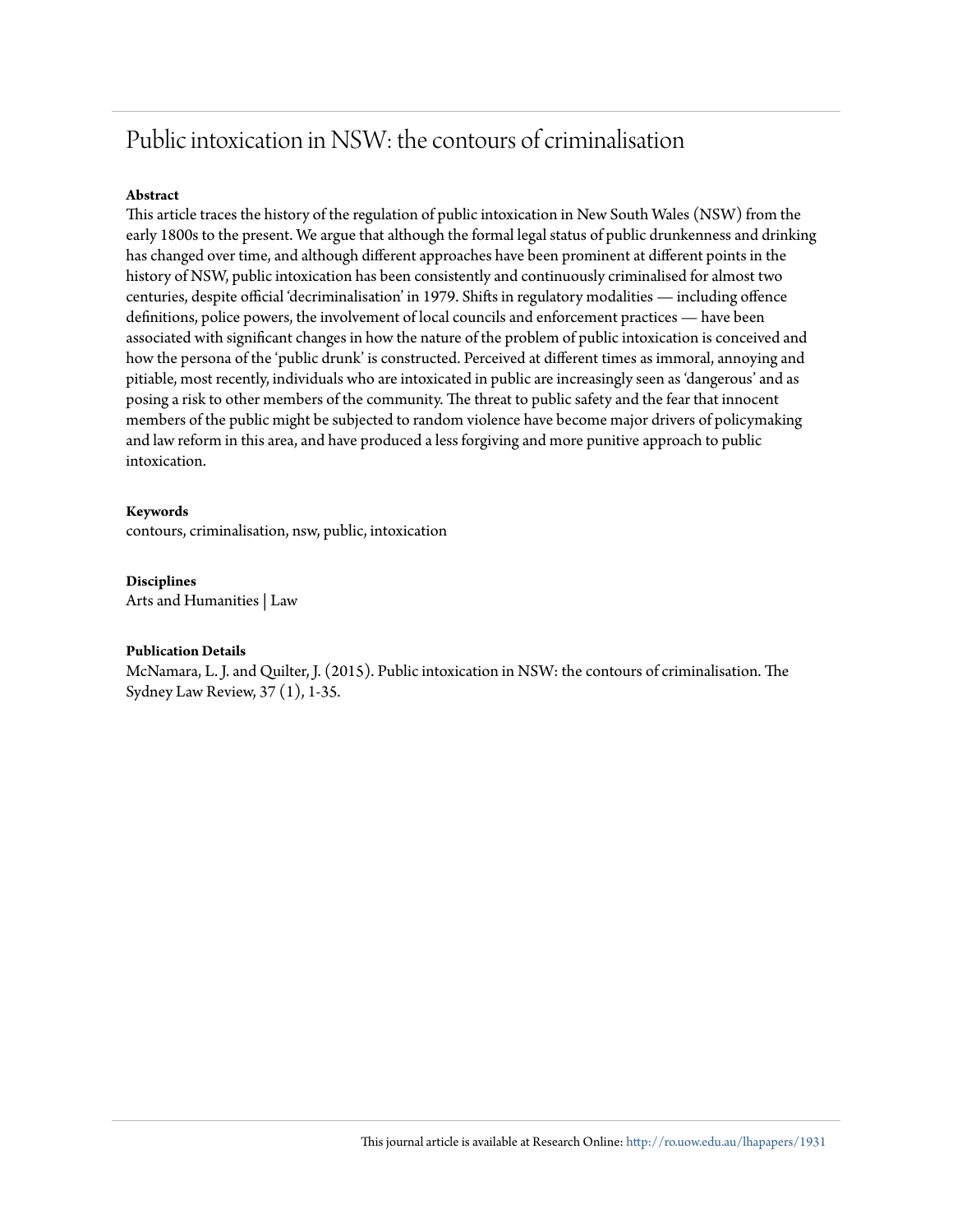# Public intoxication in NSW: the contours of criminalisation

**Abstract**

This article traces the history of the regulation of public intoxication in New South Wales (NSW) from the early 1800s to the present. We argue that although the formal legal status of public drunkenness and drinking has changed over time, and although different approaches have been prominent at different points in the history of NSW, public intoxication has been consistently and continuously criminalised for almost two centuries, despite official 'decriminalisation' in 1979. Shifts in regulatory modalities — including offence definitions, police powers, the involvement of local councils and enforcement practices — have been associated with significant changes in how the nature of the problem of public intoxication is conceived and how the persona of the 'public drunk' is constructed. Perceived at different times as immoral, annoying and pitiable, most recently, individuals who are intoxicated in public are increasingly seen as 'dangerous' and as posing a risk to other members of the community. The threat to public safety and the fear that innocent members of the public might be subjected to random violence have become major drivers of policymaking and law reform in this area, and have produced a less forgiving and more punitive approach to public intoxication.

**Keywords**

contours, criminalisation, nsw, public, intoxication

**Disciplines**

Arts and Humanities | Law

**Publication Details**

McNamara, L. J. and Quilter, J. (2015). Public intoxication in NSW: the contours of criminalisation. The Sydney Law Review, 37 (1), 1-35.

This journal article is available at Research Online: http://ro.uow.edu.au/lhapapers/1931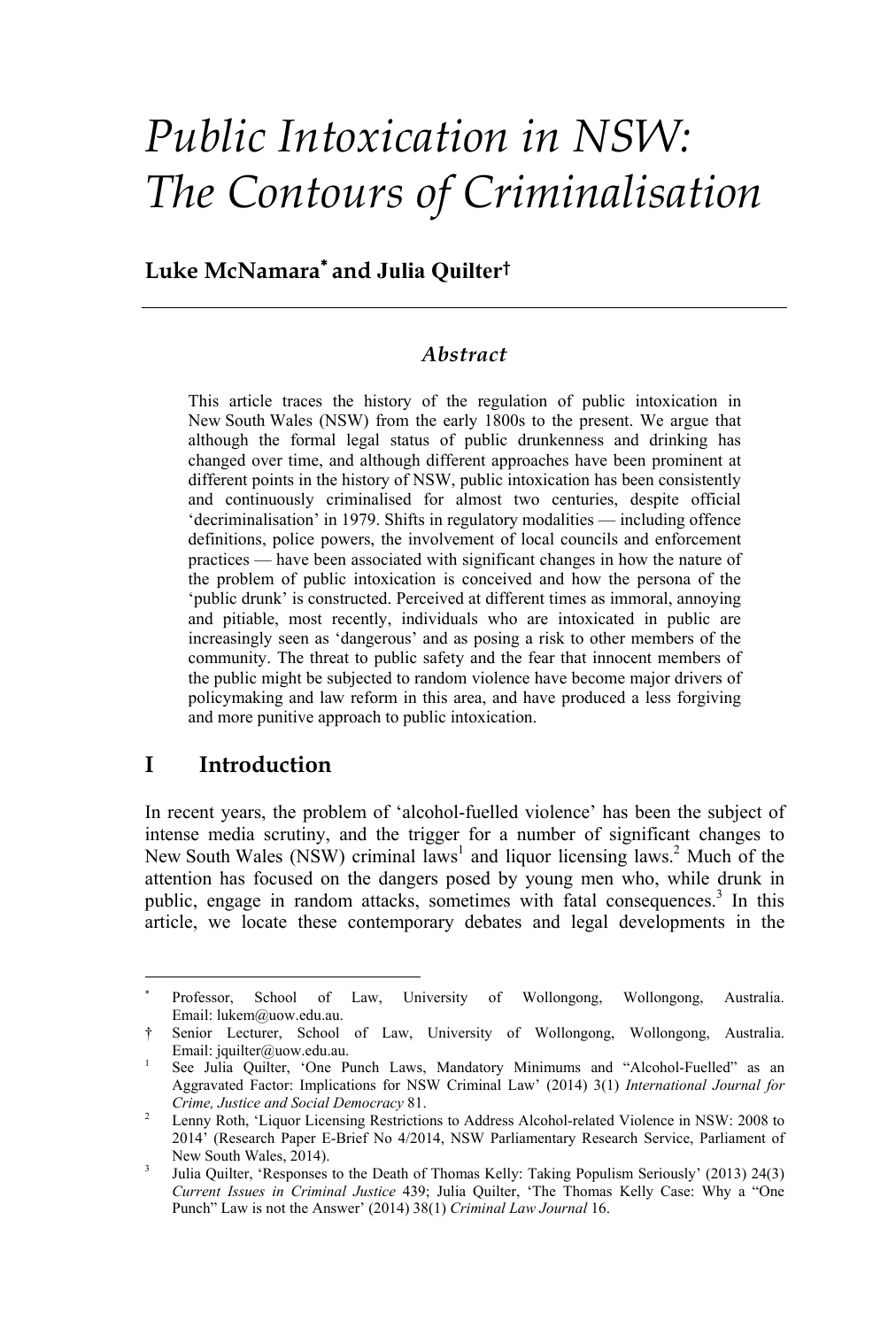# *Public Intoxication in NSW: The Contours of Criminalisation*

**Luke McNamara[*] and Julia Quilter[†]**

### *Abstract*

This article traces the history of the regulation of public intoxication in New South Wales (NSW) from the early 1800s to the present. We argue that although the formal legal status of public drunkenness and drinking has changed over time, and although different approaches have been prominent at different points in the history of NSW, public intoxication has been consistently and continuously criminalised for almost two centuries, despite official 'decriminalisation' in 1979. Shifts in regulatory modalities — including offence definitions, police powers, the involvement of local councils and enforcement practices — have been associated with significant changes in how the nature of the problem of public intoxication is conceived and how the persona of the 'public drunk' is constructed. Perceived at different times as immoral, annoying and pitiable, most recently, individuals who are intoxicated in public are increasingly seen as 'dangerous' and as posing a risk to other members of the community. The threat to public safety and the fear that innocent members of the public might be subjected to random violence have become major drivers of policymaking and law reform in this area, and have produced a less forgiving and more punitive approach to public intoxication.

## I Introduction

In recent years, the problem of 'alcohol-fuelled violence' has been the subject of intense media scrutiny, and the trigger for a number of significant changes to New South Wales (NSW) criminal laws[1] and liquor licensing laws.[2] Much of the attention has focused on the dangers posed by young men who, while drunk in public, engage in random attacks, sometimes with fatal consequences.[3] In this article, we locate these contemporary debates and legal developments in the

---

[*] Professor, School of Law, University of Wollongong, Wollongong, Australia. Email: lukem@uow.edu.au.

[†] Senior Lecturer, School of Law, University of Wollongong, Wollongong, Australia. Email: jquilter@uow.edu.au.

[1] See Julia Quilter, 'One Punch Laws, Mandatory Minimums and "Alcohol-Fuelled" as an Aggravated Factor: Implications for NSW Criminal Law' (2014) 3(1) *International Journal for Crime, Justice and Social Democracy* 81.

[2] Lenny Roth, 'Liquor Licensing Restrictions to Address Alcohol-related Violence in NSW: 2008 to 2014' (Research Paper E-Brief No 4/2014, NSW Parliamentary Research Service, Parliament of New South Wales, 2014).

[3] Julia Quilter, 'Responses to the Death of Thomas Kelly: Taking Populism Seriously' (2013) 24(3) *Current Issues in Criminal Justice* 439; Julia Quilter, 'The Thomas Kelly Case: Why a "One Punch" Law is not the Answer' (2014) 38(1) *Criminal Law Journal* 16.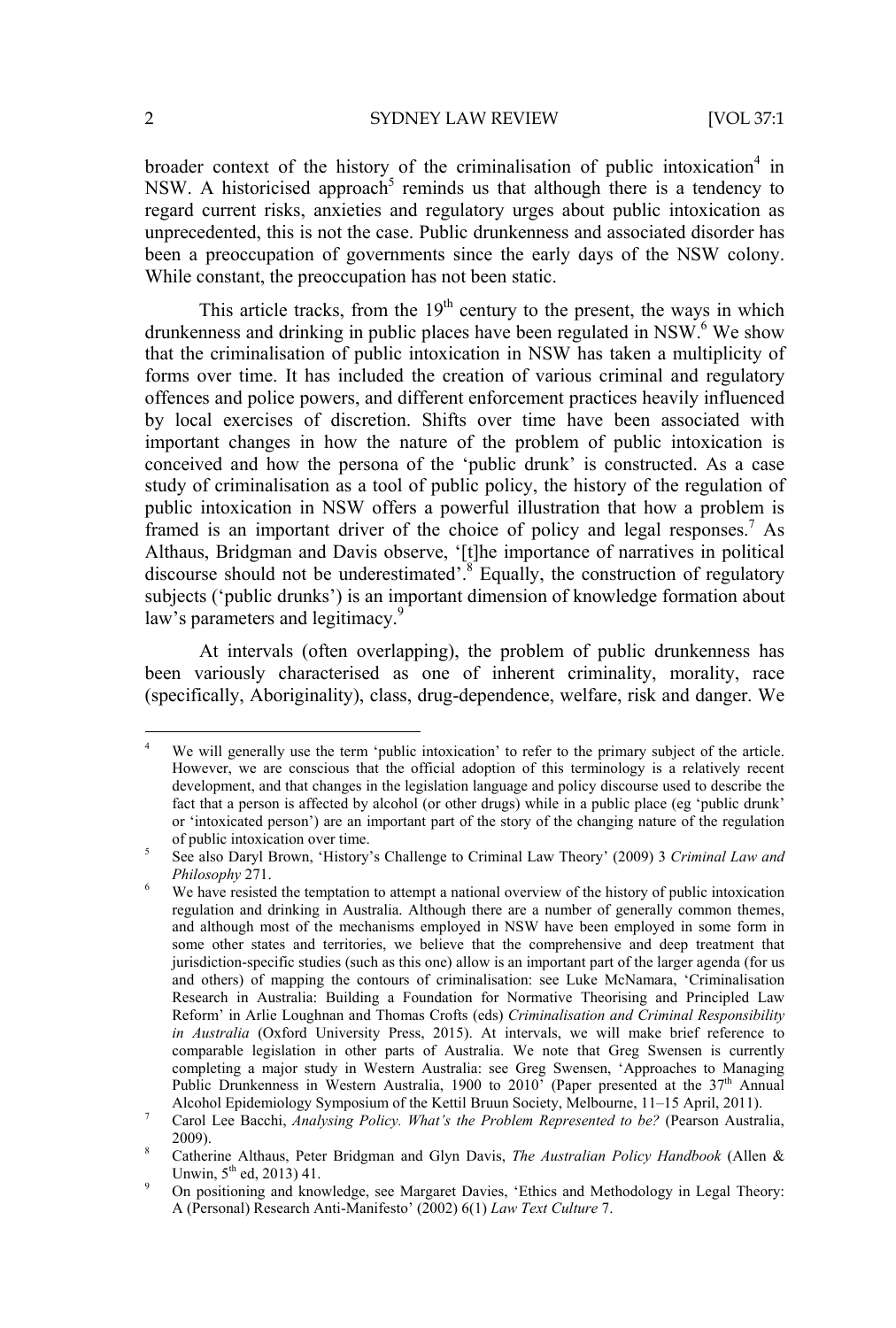broader context of the history of the criminalisation of public intoxication[4] in NSW. A historicised approach[5] reminds us that although there is a tendency to regard current risks, anxieties and regulatory urges about public intoxication as unprecedented, this is not the case. Public drunkenness and associated disorder has been a preoccupation of governments since the early days of the NSW colony. While constant, the preoccupation has not been static.

This article tracks, from the 19th century to the present, the ways in which drunkenness and drinking in public places have been regulated in NSW.[6] We show that the criminalisation of public intoxication in NSW has taken a multiplicity of forms over time. It has included the creation of various criminal and regulatory offences and police powers, and different enforcement practices heavily influenced by local exercises of discretion. Shifts over time have been associated with important changes in how the nature of the problem of public intoxication is conceived and how the persona of the 'public drunk' is constructed. As a case study of criminalisation as a tool of public policy, the history of the regulation of public intoxication in NSW offers a powerful illustration that how a problem is framed is an important driver of the choice of policy and legal responses.[7] As Althaus, Bridgman and Davis observe, '[t]he importance of narratives in political discourse should not be underestimated'.[8] Equally, the construction of regulatory subjects ('public drunks') is an important dimension of knowledge formation about law's parameters and legitimacy.[9]

At intervals (often overlapping), the problem of public drunkenness has been variously characterised as one of inherent criminality, morality, race (specifically, Aboriginality), class, drug-dependence, welfare, risk and danger. We

---

4 We will generally use the term 'public intoxication' to refer to the primary subject of the article. However, we are conscious that the official adoption of this terminology is a relatively recent development, and that changes in the legislation language and policy discourse used to describe the fact that a person is affected by alcohol (or other drugs) while in a public place (eg 'public drunk' or 'intoxicated person') are an important part of the story of the changing nature of the regulation of public intoxication over time.

5 See also Daryl Brown, 'History's Challenge to Criminal Law Theory' (2009) 3 *Criminal Law and Philosophy* 271.

6 We have resisted the temptation to attempt a national overview of the history of public intoxication regulation and drinking in Australia. Although there are a number of generally common themes, and although most of the mechanisms employed in NSW have been employed in some form in some other states and territories, we believe that the comprehensive and deep treatment that jurisdiction-specific studies (such as this one) allow is an important part of the larger agenda (for us and others) of mapping the contours of criminalisation: see Luke McNamara, 'Criminalisation Research in Australia: Building a Foundation for Normative Theorising and Principled Law Reform' in Arlie Loughnan and Thomas Crofts (eds) *Criminalisation and Criminal Responsibility in Australia* (Oxford University Press, 2015). At intervals, we will make brief reference to comparable legislation in other parts of Australia. We note that Greg Swensen is currently completing a major study in Western Australia: see Greg Swensen, 'Approaches to Managing Public Drunkenness in Western Australia, 1900 to 2010' (Paper presented at the 37th Annual Alcohol Epidemiology Symposium of the Kettil Bruun Society, Melbourne, 11–15 April, 2011).

7 Carol Lee Bacchi, *Analysing Policy. What's the Problem Represented to be?* (Pearson Australia, 2009).

8 Catherine Althaus, Peter Bridgman and Glyn Davis, *The Australian Policy Handbook* (Allen & Unwin, 5th ed, 2013) 41.

9 On positioning and knowledge, see Margaret Davies, 'Ethics and Methodology in Legal Theory: A (Personal) Research Anti-Manifesto' (2002) 6(1) *Law Text Culture* 7.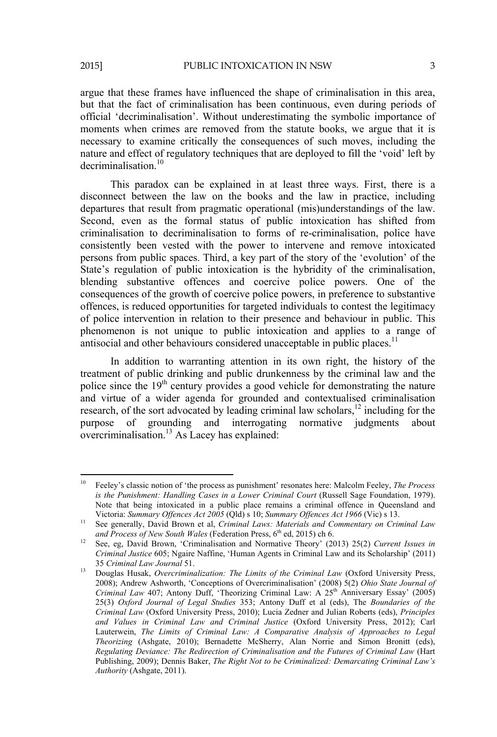argue that these frames have influenced the shape of criminalisation in this area, but that the fact of criminalisation has been continuous, even during periods of official 'decriminalisation'. Without underestimating the symbolic importance of moments when crimes are removed from the statute books, we argue that it is necessary to examine critically the consequences of such moves, including the nature and effect of regulatory techniques that are deployed to fill the 'void' left by decriminalisation.[10]

This paradox can be explained in at least three ways. First, there is a disconnect between the law on the books and the law in practice, including departures that result from pragmatic operational (mis)understandings of the law. Second, even as the formal status of public intoxication has shifted from criminalisation to decriminalisation to forms of re-criminalisation, police have consistently been vested with the power to intervene and remove intoxicated persons from public spaces. Third, a key part of the story of the 'evolution' of the State's regulation of public intoxication is the hybridity of the criminalisation, blending substantive offences and coercive police powers. One of the consequences of the growth of coercive police powers, in preference to substantive offences, is reduced opportunities for targeted individuals to contest the legitimacy of police intervention in relation to their presence and behaviour in public. This phenomenon is not unique to public intoxication and applies to a range of antisocial and other behaviours considered unacceptable in public places.[11]

In addition to warranting attention in its own right, the history of the treatment of public drinking and public drunkenness by the criminal law and the police since the 19th century provides a good vehicle for demonstrating the nature and virtue of a wider agenda for grounded and contextualised criminalisation research, of the sort advocated by leading criminal law scholars,[12] including for the purpose of grounding and interrogating normative judgments about overcriminalisation.[13] As Lacey has explained:

---

[10] Feeley's classic notion of 'the process as punishment' resonates here: Malcolm Feeley, *The Process is the Punishment: Handling Cases in a Lower Criminal Court* (Russell Sage Foundation, 1979). Note that being intoxicated in a public place remains a criminal offence in Queensland and Victoria: *Summary Offences Act 2005* (Qld) s 10; *Summary Offences Act 1966* (Vic) s 13.

[11] See generally, David Brown et al, *Criminal Laws: Materials and Commentary on Criminal Law and Process of New South Wales* (Federation Press, 6th ed, 2015) ch 6.

[12] See, eg, David Brown, 'Criminalisation and Normative Theory' (2013) 25(2) *Current Issues in Criminal Justice* 605; Ngaire Naffine, 'Human Agents in Criminal Law and its Scholarship' (2011) 35 *Criminal Law Journal* 51.

[13] Douglas Husak, *Overcriminalization: The Limits of the Criminal Law* (Oxford University Press, 2008); Andrew Ashworth, 'Conceptions of Overcriminalisation' (2008) 5(2) *Ohio State Journal of Criminal Law* 407; Antony Duff, 'Theorizing Criminal Law: A 25th Anniversary Essay' (2005) 25(3) *Oxford Journal of Legal Studies* 353; Antony Duff et al (eds), The *Boundaries of the Criminal Law* (Oxford University Press, 2010); Lucia Zedner and Julian Roberts (eds), *Principles and Values in Criminal Law and Criminal Justice* (Oxford University Press, 2012); Carl Lauterwein, *The Limits of Criminal Law: A Comparative Analysis of Approaches to Legal Theorizing* (Ashgate, 2010); Bernadette McSherry, Alan Norrie and Simon Bronitt (eds), *Regulating Deviance: The Redirection of Criminalisation and the Futures of Criminal Law* (Hart Publishing, 2009); Dennis Baker, *The Right Not to be Criminalized: Demarcating Criminal Law's Authority* (Ashgate, 2011).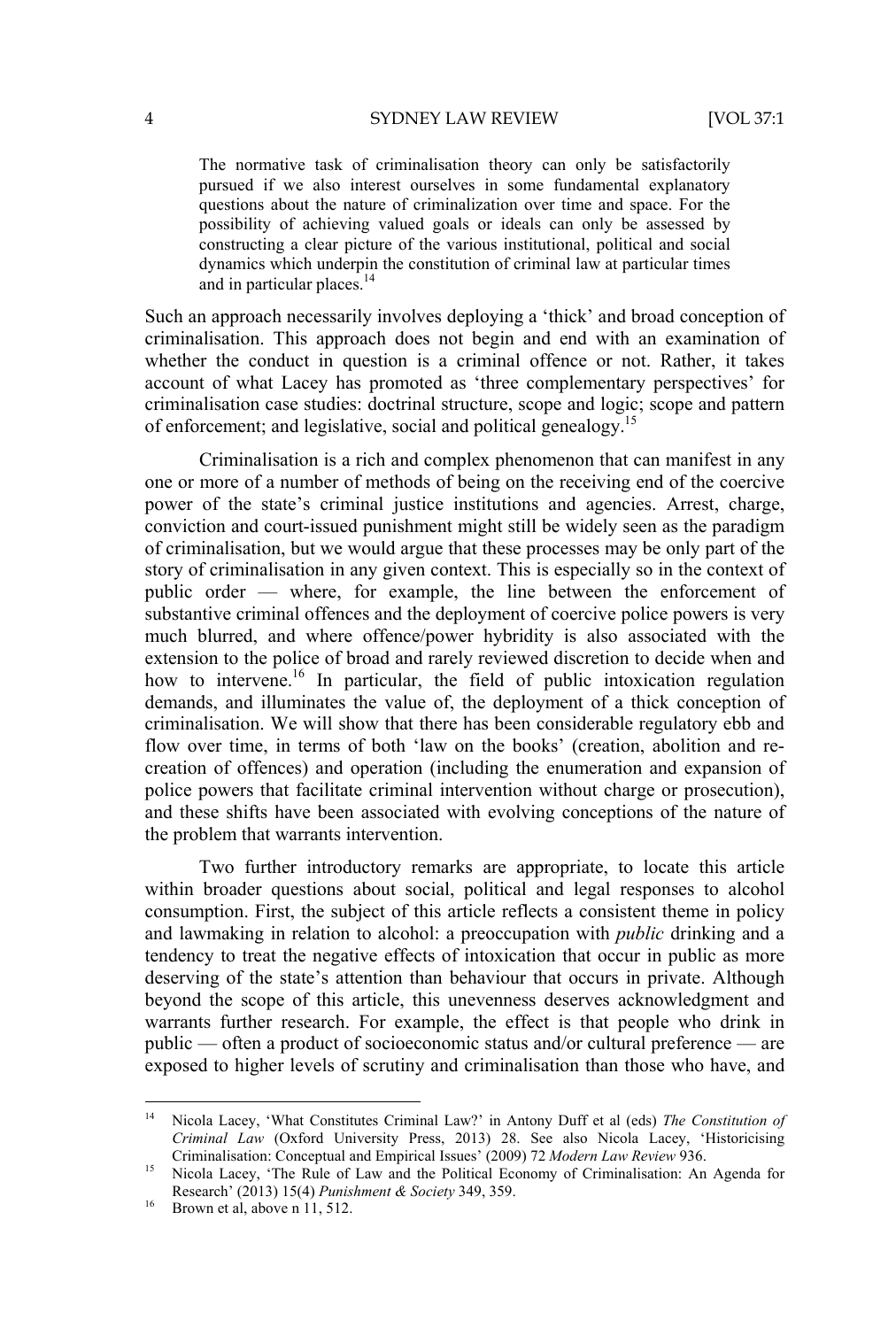> The normative task of criminalisation theory can only be satisfactorily pursued if we also interest ourselves in some fundamental explanatory questions about the nature of criminalization over time and space. For the possibility of achieving valued goals or ideals can only be assessed by constructing a clear picture of the various institutional, political and social dynamics which underpin the constitution of criminal law at particular times and in particular places.[14]

Such an approach necessarily involves deploying a 'thick' and broad conception of criminalisation. This approach does not begin and end with an examination of whether the conduct in question is a criminal offence or not. Rather, it takes account of what Lacey has promoted as 'three complementary perspectives' for criminalisation case studies: doctrinal structure, scope and logic; scope and pattern of enforcement; and legislative, social and political genealogy.[15]

Criminalisation is a rich and complex phenomenon that can manifest in any one or more of a number of methods of being on the receiving end of the coercive power of the state's criminal justice institutions and agencies. Arrest, charge, conviction and court-issued punishment might still be widely seen as the paradigm of criminalisation, but we would argue that these processes may be only part of the story of criminalisation in any given context. This is especially so in the context of public order — where, for example, the line between the enforcement of substantive criminal offences and the deployment of coercive police powers is very much blurred, and where offence/power hybridity is also associated with the extension to the police of broad and rarely reviewed discretion to decide when and how to intervene.[16] In particular, the field of public intoxication regulation demands, and illuminates the value of, the deployment of a thick conception of criminalisation. We will show that there has been considerable regulatory ebb and flow over time, in terms of both 'law on the books' (creation, abolition and re-creation of offences) and operation (including the enumeration and expansion of police powers that facilitate criminal intervention without charge or prosecution), and these shifts have been associated with evolving conceptions of the nature of the problem that warrants intervention.

Two further introductory remarks are appropriate, to locate this article within broader questions about social, political and legal responses to alcohol consumption. First, the subject of this article reflects a consistent theme in policy and lawmaking in relation to alcohol: a preoccupation with *public* drinking and a tendency to treat the negative effects of intoxication that occur in public as more deserving of the state's attention than behaviour that occurs in private. Although beyond the scope of this article, this unevenness deserves acknowledgment and warrants further research. For example, the effect is that people who drink in public — often a product of socioeconomic status and/or cultural preference — are exposed to higher levels of scrutiny and criminalisation than those who have, and

---

[14] Nicola Lacey, 'What Constitutes Criminal Law?' in Antony Duff et al (eds) *The Constitution of Criminal Law* (Oxford University Press, 2013) 28. See also Nicola Lacey, 'Historicising Criminalisation: Conceptual and Empirical Issues' (2009) 72 *Modern Law Review* 936.

[15] Nicola Lacey, 'The Rule of Law and the Political Economy of Criminalisation: An Agenda for Research' (2013) 15(4) *Punishment & Society* 349, 359.

[16] Brown et al, above n 11, 512.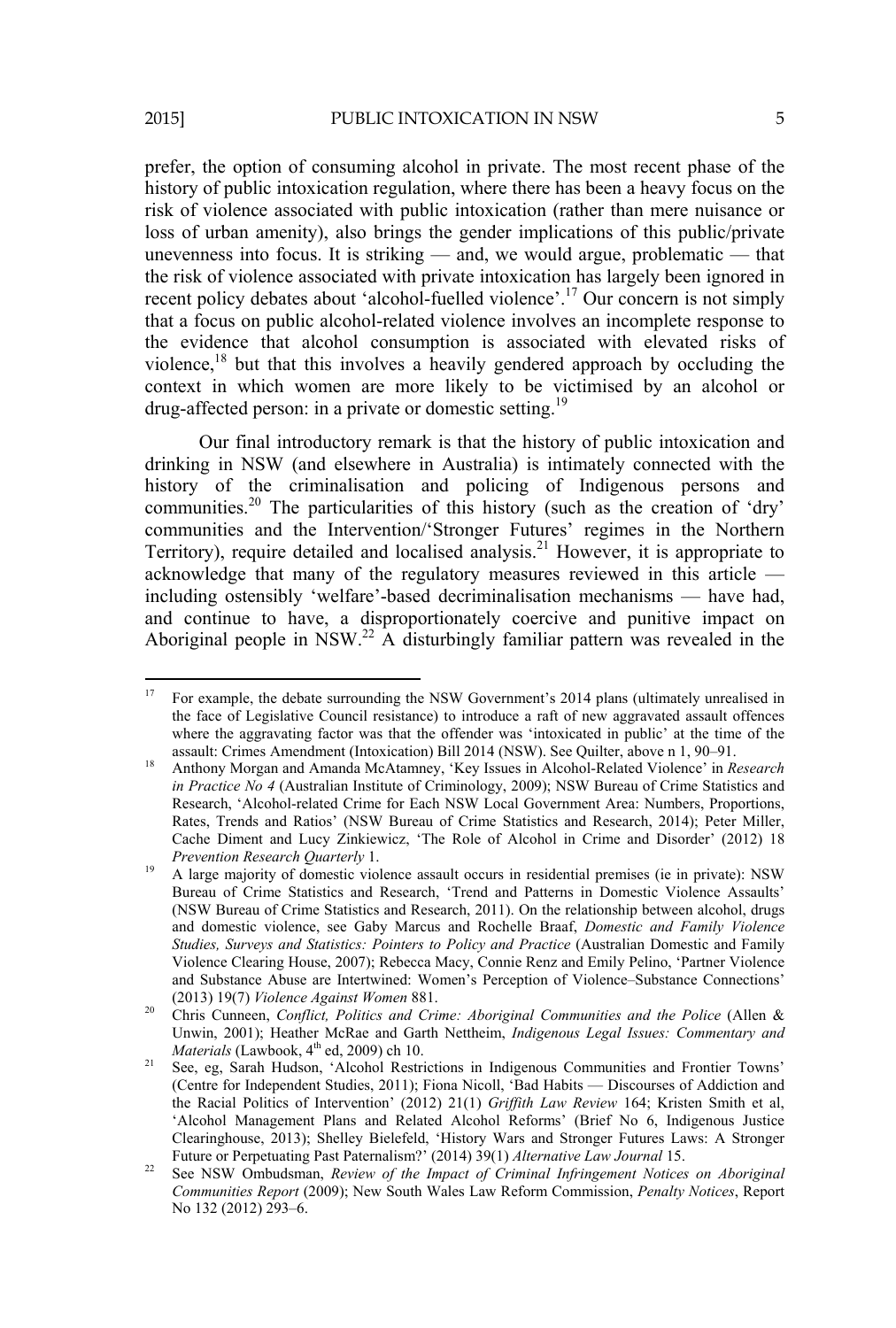prefer, the option of consuming alcohol in private. The most recent phase of the history of public intoxication regulation, where there has been a heavy focus on the risk of violence associated with public intoxication (rather than mere nuisance or loss of urban amenity), also brings the gender implications of this public/private unevenness into focus. It is striking — and, we would argue, problematic — that the risk of violence associated with private intoxication has largely been ignored in recent policy debates about 'alcohol-fuelled violence'.[17] Our concern is not simply that a focus on public alcohol-related violence involves an incomplete response to the evidence that alcohol consumption is associated with elevated risks of violence,[18] but that this involves a heavily gendered approach by occluding the context in which women are more likely to be victimised by an alcohol or drug-affected person: in a private or domestic setting.[19]

Our final introductory remark is that the history of public intoxication and drinking in NSW (and elsewhere in Australia) is intimately connected with the history of the criminalisation and policing of Indigenous persons and communities.[20] The particularities of this history (such as the creation of 'dry' communities and the Intervention/'Stronger Futures' regimes in the Northern Territory), require detailed and localised analysis.[21] However, it is appropriate to acknowledge that many of the regulatory measures reviewed in this article — including ostensibly 'welfare'-based decriminalisation mechanisms — have had, and continue to have, a disproportionately coercive and punitive impact on Aboriginal people in NSW.[22] A disturbingly familiar pattern was revealed in the

---

[17] For example, the debate surrounding the NSW Government's 2014 plans (ultimately unrealised in the face of Legislative Council resistance) to introduce a raft of new aggravated assault offences where the aggravating factor was that the offender was 'intoxicated in public' at the time of the assault: Crimes Amendment (Intoxication) Bill 2014 (NSW). See Quilter, above n 1, 90–91.

[18] Anthony Morgan and Amanda McAtamney, 'Key Issues in Alcohol-Related Violence' in *Research in Practice No 4* (Australian Institute of Criminology, 2009); NSW Bureau of Crime Statistics and Research, 'Alcohol-related Crime for Each NSW Local Government Area: Numbers, Proportions, Rates, Trends and Ratios' (NSW Bureau of Crime Statistics and Research, 2014); Peter Miller, Cache Diment and Lucy Zinkiewicz, 'The Role of Alcohol in Crime and Disorder' (2012) 18 *Prevention Research Quarterly* 1.

[19] A large majority of domestic violence assault occurs in residential premises (ie in private): NSW Bureau of Crime Statistics and Research, 'Trend and Patterns in Domestic Violence Assaults' (NSW Bureau of Crime Statistics and Research, 2011). On the relationship between alcohol, drugs and domestic violence, see Gaby Marcus and Rochelle Braaf, *Domestic and Family Violence Studies, Surveys and Statistics: Pointers to Policy and Practice* (Australian Domestic and Family Violence Clearing House, 2007); Rebecca Macy, Connie Renz and Emily Pelino, 'Partner Violence and Substance Abuse are Intertwined: Women's Perception of Violence–Substance Connections' (2013) 19(7) *Violence Against Women* 881.

[20] Chris Cunneen, *Conflict, Politics and Crime: Aboriginal Communities and the Police* (Allen & Unwin, 2001); Heather McRae and Garth Nettheim, *Indigenous Legal Issues: Commentary and Materials* (Lawbook, 4th ed, 2009) ch 10.

[21] See, eg, Sarah Hudson, 'Alcohol Restrictions in Indigenous Communities and Frontier Towns' (Centre for Independent Studies, 2011); Fiona Nicoll, 'Bad Habits — Discourses of Addiction and the Racial Politics of Intervention' (2012) 21(1) *Griffith Law Review* 164; Kristen Smith et al, 'Alcohol Management Plans and Related Alcohol Reforms' (Brief No 6, Indigenous Justice Clearinghouse, 2013); Shelley Bielefeld, 'History Wars and Stronger Futures Laws: A Stronger Future or Perpetuating Past Paternalism?' (2014) 39(1) *Alternative Law Journal* 15.

[22] See NSW Ombudsman, *Review of the Impact of Criminal Infringement Notices on Aboriginal Communities Report* (2009); New South Wales Law Reform Commission, *Penalty Notices*, Report No 132 (2012) 293–6.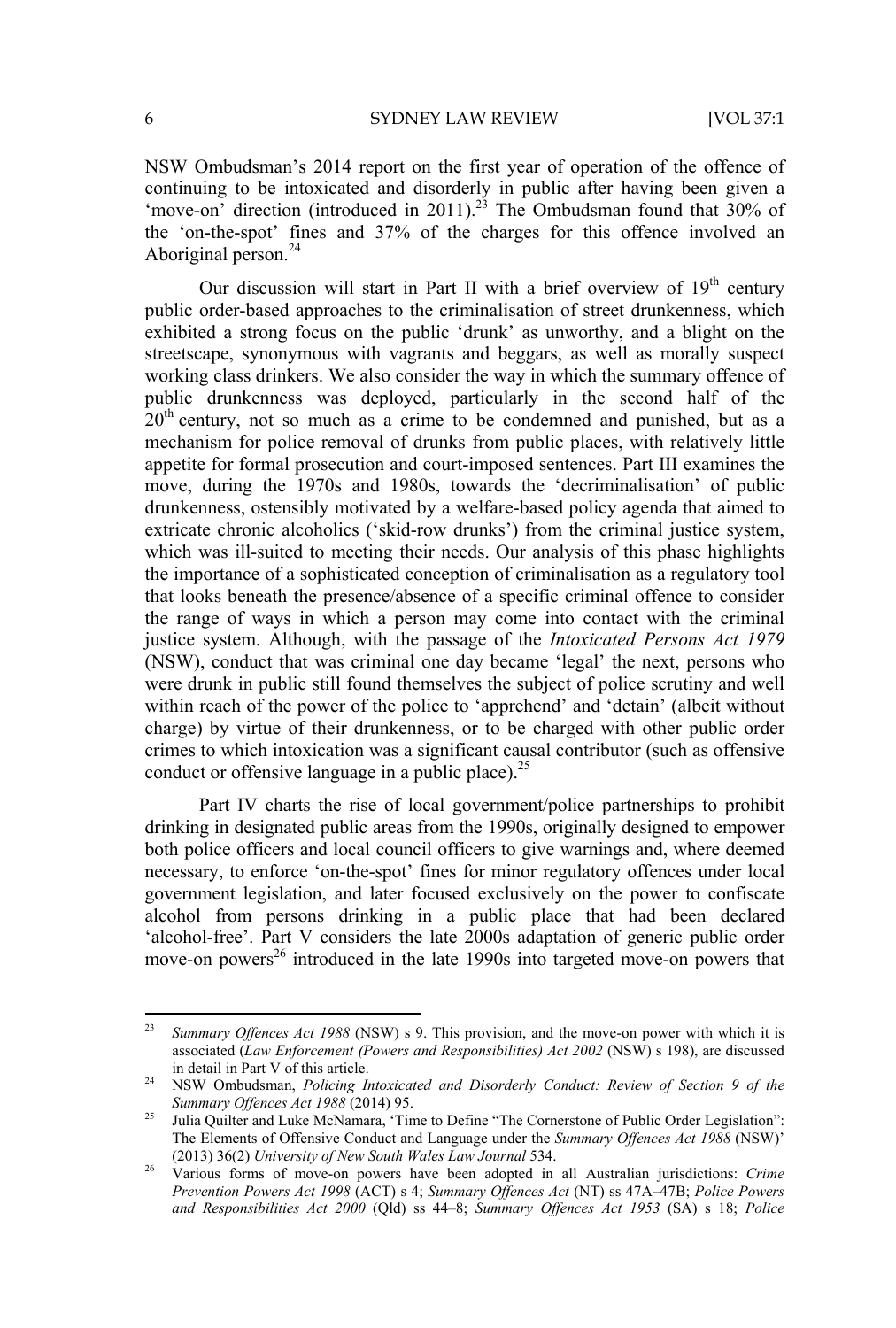NSW Ombudsman's 2014 report on the first year of operation of the offence of continuing to be intoxicated and disorderly in public after having been given a 'move-on' direction (introduced in 2011).[23] The Ombudsman found that 30% of the 'on-the-spot' fines and 37% of the charges for this offence involved an Aboriginal person.[24]

Our discussion will start in Part II with a brief overview of 19th century public order-based approaches to the criminalisation of street drunkenness, which exhibited a strong focus on the public 'drunk' as unworthy, and a blight on the streetscape, synonymous with vagrants and beggars, as well as morally suspect working class drinkers. We also consider the way in which the summary offence of public drunkenness was deployed, particularly in the second half of the 20th century, not so much as a crime to be condemned and punished, but as a mechanism for police removal of drunks from public places, with relatively little appetite for formal prosecution and court-imposed sentences. Part III examines the move, during the 1970s and 1980s, towards the 'decriminalisation' of public drunkenness, ostensibly motivated by a welfare-based policy agenda that aimed to extricate chronic alcoholics ('skid-row drunks') from the criminal justice system, which was ill-suited to meeting their needs. Our analysis of this phase highlights the importance of a sophisticated conception of criminalisation as a regulatory tool that looks beneath the presence/absence of a specific criminal offence to consider the range of ways in which a person may come into contact with the criminal justice system. Although, with the passage of the *Intoxicated Persons Act 1979* (NSW), conduct that was criminal one day became 'legal' the next, persons who were drunk in public still found themselves the subject of police scrutiny and well within reach of the power of the police to 'apprehend' and 'detain' (albeit without charge) by virtue of their drunkenness, or to be charged with other public order crimes to which intoxication was a significant causal contributor (such as offensive conduct or offensive language in a public place).[25]

Part IV charts the rise of local government/police partnerships to prohibit drinking in designated public areas from the 1990s, originally designed to empower both police officers and local council officers to give warnings and, where deemed necessary, to enforce 'on-the-spot' fines for minor regulatory offences under local government legislation, and later focused exclusively on the power to confiscate alcohol from persons drinking in a public place that had been declared 'alcohol-free'. Part V considers the late 2000s adaptation of generic public order move-on powers[26] introduced in the late 1990s into targeted move-on powers that

---

[23] *Summary Offences Act 1988* (NSW) s 9. This provision, and the move-on power with which it is associated (*Law Enforcement (Powers and Responsibilities) Act 2002* (NSW) s 198), are discussed in detail in Part V of this article.

[24] NSW Ombudsman, *Policing Intoxicated and Disorderly Conduct: Review of Section 9 of the Summary Offences Act 1988* (2014) 95.

[25] Julia Quilter and Luke McNamara, 'Time to Define "The Cornerstone of Public Order Legislation": The Elements of Offensive Conduct and Language under the *Summary Offences Act 1988* (NSW)' (2013) 36(2) *University of New South Wales Law Journal* 534.

[26] Various forms of move-on powers have been adopted in all Australian jurisdictions: *Crime Prevention Powers Act 1998* (ACT) s 4; *Summary Offences Act* (NT) ss 47A–47B; *Police Powers and Responsibilities Act 2000* (Qld) ss 44–8; *Summary Offences Act 1953* (SA) s 18; *Police*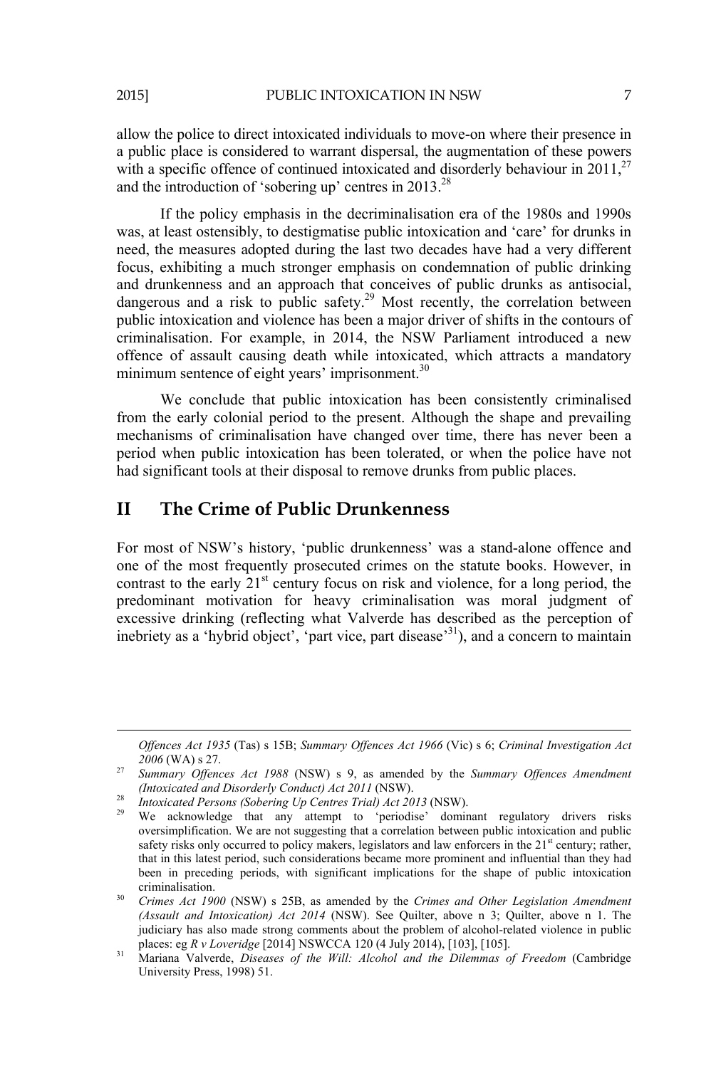allow the police to direct intoxicated individuals to move-on where their presence in a public place is considered to warrant dispersal, the augmentation of these powers with a specific offence of continued intoxicated and disorderly behaviour in 2011,[27] and the introduction of 'sobering up' centres in 2013.[28]

If the policy emphasis in the decriminalisation era of the 1980s and 1990s was, at least ostensibly, to destigmatise public intoxication and 'care' for drunks in need, the measures adopted during the last two decades have had a very different focus, exhibiting a much stronger emphasis on condemnation of public drinking and drunkenness and an approach that conceives of public drunks as antisocial, dangerous and a risk to public safety.[29] Most recently, the correlation between public intoxication and violence has been a major driver of shifts in the contours of criminalisation. For example, in 2014, the NSW Parliament introduced a new offence of assault causing death while intoxicated, which attracts a mandatory minimum sentence of eight years' imprisonment.[30]

We conclude that public intoxication has been consistently criminalised from the early colonial period to the present. Although the shape and prevailing mechanisms of criminalisation have changed over time, there has never been a period when public intoxication has been tolerated, or when the police have not had significant tools at their disposal to remove drunks from public places.

## II The Crime of Public Drunkenness

For most of NSW's history, 'public drunkenness' was a stand-alone offence and one of the most frequently prosecuted crimes on the statute books. However, in contrast to the early 21st century focus on risk and violence, for a long period, the predominant motivation for heavy criminalisation was moral judgment of excessive drinking (reflecting what Valverde has described as the perception of inebriety as a 'hybrid object', 'part vice, part disease'[31]), and a concern to maintain

---

*Offences Act 1935* (Tas) s 15B; *Summary Offences Act 1966* (Vic) s 6; *Criminal Investigation Act 2006* (WA) s 27.

[27] *Summary Offences Act 1988* (NSW) s 9, as amended by the *Summary Offences Amendment (Intoxicated and Disorderly Conduct) Act 2011* (NSW).

[28] *Intoxicated Persons (Sobering Up Centres Trial) Act 2013* (NSW).

[29] We acknowledge that any attempt to 'periodise' dominant regulatory drivers risks oversimplification. We are not suggesting that a correlation between public intoxication and public safety risks only occurred to policy makers, legislators and law enforcers in the 21st century; rather, that in this latest period, such considerations became more prominent and influential than they had been in preceding periods, with significant implications for the shape of public intoxication criminalisation.

[30] *Crimes Act 1900* (NSW) s 25B, as amended by the *Crimes and Other Legislation Amendment (Assault and Intoxication) Act 2014* (NSW). See Quilter, above n 3; Quilter, above n 1. The judiciary has also made strong comments about the problem of alcohol-related violence in public places: eg *R v Loveridge* [2014] NSWCCA 120 (4 July 2014), [103], [105].

[31] Mariana Valverde, *Diseases of the Will: Alcohol and the Dilemmas of Freedom* (Cambridge University Press, 1998) 51.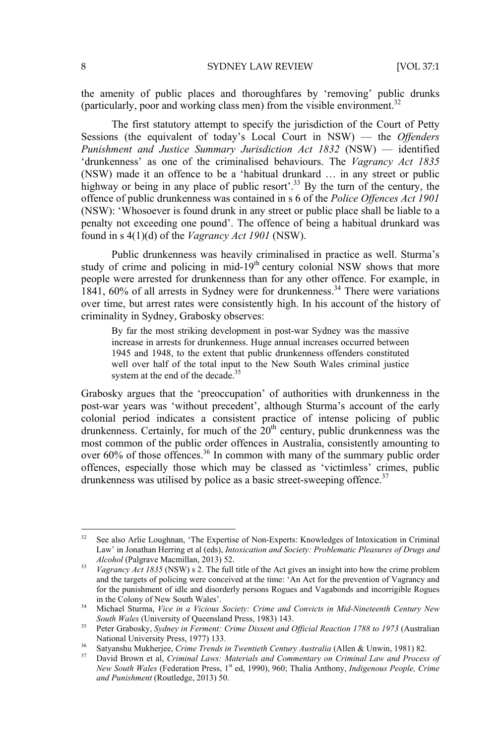the amenity of public places and thoroughfares by 'removing' public drunks (particularly, poor and working class men) from the visible environment.[32]

The first statutory attempt to specify the jurisdiction of the Court of Petty Sessions (the equivalent of today's Local Court in NSW) — the *Offenders Punishment and Justice Summary Jurisdiction Act 1832* (NSW) — identified 'drunkenness' as one of the criminalised behaviours. The *Vagrancy Act 1835* (NSW) made it an offence to be a 'habitual drunkard … in any street or public highway or being in any place of public resort'.[33] By the turn of the century, the offence of public drunkenness was contained in s 6 of the *Police Offences Act 1901* (NSW): 'Whosoever is found drunk in any street or public place shall be liable to a penalty not exceeding one pound'. The offence of being a habitual drunkard was found in s 4(1)(d) of the *Vagrancy Act 1901* (NSW).

Public drunkenness was heavily criminalised in practice as well. Sturma's study of crime and policing in mid-19th century colonial NSW shows that more people were arrested for drunkenness than for any other offence. For example, in 1841, 60% of all arrests in Sydney were for drunkenness.[34] There were variations over time, but arrest rates were consistently high. In his account of the history of criminality in Sydney, Grabosky observes:

> By far the most striking development in post-war Sydney was the massive increase in arrests for drunkenness. Huge annual increases occurred between 1945 and 1948, to the extent that public drunkenness offenders constituted well over half of the total input to the New South Wales criminal justice system at the end of the decade.[35]

Grabosky argues that the 'preoccupation' of authorities with drunkenness in the post-war years was 'without precedent', although Sturma's account of the early colonial period indicates a consistent practice of intense policing of public drunkenness. Certainly, for much of the 20th century, public drunkenness was the most common of the public order offences in Australia, consistently amounting to over 60% of those offences.[36] In common with many of the summary public order offences, especially those which may be classed as 'victimless' crimes, public drunkenness was utilised by police as a basic street-sweeping offence.[37]

---

[32] See also Arlie Loughnan, 'The Expertise of Non-Experts: Knowledges of Intoxication in Criminal Law' in Jonathan Herring et al (eds), *Intoxication and Society: Problematic Pleasures of Drugs and Alcohol* (Palgrave Macmillan, 2013) 52.

[33] *Vagrancy Act 1835* (NSW) s 2. The full title of the Act gives an insight into how the crime problem and the targets of policing were conceived at the time: 'An Act for the prevention of Vagrancy and for the punishment of idle and disorderly persons Rogues and Vagabonds and incorrigible Rogues in the Colony of New South Wales'.

[34] Michael Sturma, *Vice in a Vicious Society: Crime and Convicts in Mid-Nineteenth Century New South Wales* (University of Queensland Press, 1983) 143.

[35] Peter Grabosky, *Sydney in Ferment: Crime Dissent and Official Reaction 1788 to 1973* (Australian National University Press, 1977) 133.

[36] Satyanshu Mukherjee, *Crime Trends in Twentieth Century Australia* (Allen & Unwin, 1981) 82.

[37] David Brown et al, *Criminal Laws: Materials and Commentary on Criminal Law and Process of New South Wales* (Federation Press, 1st ed, 1990), 960; Thalia Anthony, *Indigenous People, Crime and Punishment* (Routledge, 2013) 50.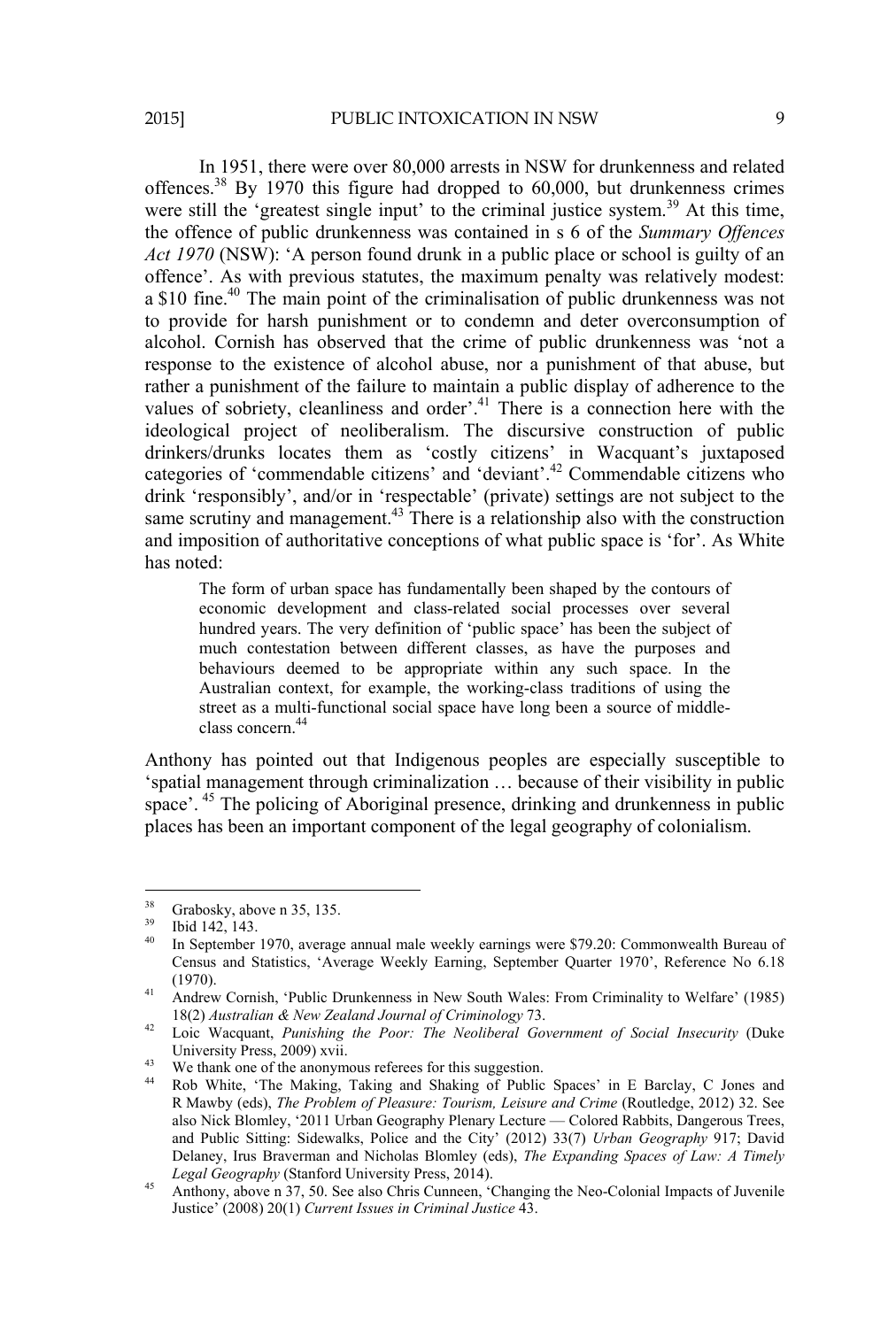In 1951, there were over 80,000 arrests in NSW for drunkenness and related offences.[38] By 1970 this figure had dropped to 60,000, but drunkenness crimes were still the 'greatest single input' to the criminal justice system.[39] At this time, the offence of public drunkenness was contained in s 6 of the *Summary Offences Act 1970* (NSW): 'A person found drunk in a public place or school is guilty of an offence'. As with previous statutes, the maximum penalty was relatively modest: a $10 fine.[40] The main point of the criminalisation of public drunkenness was not to provide for harsh punishment or to condemn and deter overconsumption of alcohol. Cornish has observed that the crime of public drunkenness was 'not a response to the existence of alcohol abuse, nor a punishment of that abuse, but rather a punishment of the failure to maintain a public display of adherence to the values of sobriety, cleanliness and order'.[41] There is a connection here with the ideological project of neoliberalism. The discursive construction of public drinkers/drunks locates them as 'costly citizens' in Wacquant's juxtaposed categories of 'commendable citizens' and 'deviant'.[42] Commendable citizens who drink 'responsibly', and/or in 'respectable' (private) settings are not subject to the same scrutiny and management.[43] There is a relationship also with the construction and imposition of authoritative conceptions of what public space is 'for'. As White has noted:

> The form of urban space has fundamentally been shaped by the contours of economic development and class-related social processes over several hundred years. The very definition of 'public space' has been the subject of much contestation between different classes, as have the purposes and behaviours deemed to be appropriate within any such space. In the Australian context, for example, the working-class traditions of using the street as a multi-functional social space have long been a source of middle-class concern.[44]

Anthony has pointed out that Indigenous peoples are especially susceptible to 'spatial management through criminalization … because of their visibility in public space'. [45] The policing of Aboriginal presence, drinking and drunkenness in public places has been an important component of the legal geography of colonialism.

---

[38] Grabosky, above n 35, 135.

[39] Ibid 142, 143.

[40] In September 1970, average annual male weekly earnings were $79.20: Commonwealth Bureau of Census and Statistics, 'Average Weekly Earning, September Quarter 1970', Reference No 6.18 (1970).

[41] Andrew Cornish, 'Public Drunkenness in New South Wales: From Criminality to Welfare' (1985) 18(2) *Australian & New Zealand Journal of Criminology* 73.

[42] Loic Wacquant, *Punishing the Poor: The Neoliberal Government of Social Insecurity* (Duke University Press, 2009) xvii.

[43] We thank one of the anonymous referees for this suggestion.

[44] Rob White, 'The Making, Taking and Shaking of Public Spaces' in E Barclay, C Jones and R Mawby (eds), *The Problem of Pleasure: Tourism, Leisure and Crime* (Routledge, 2012) 32. See also Nick Blomley, '2011 Urban Geography Plenary Lecture — Colored Rabbits, Dangerous Trees, and Public Sitting: Sidewalks, Police and the City' (2012) 33(7) *Urban Geography* 917; David Delaney, Irus Braverman and Nicholas Blomley (eds), *The Expanding Spaces of Law: A Timely Legal Geography* (Stanford University Press, 2014).

[45] Anthony, above n 37, 50. See also Chris Cunneen, 'Changing the Neo-Colonial Impacts of Juvenile Justice' (2008) 20(1) *Current Issues in Criminal Justice* 43.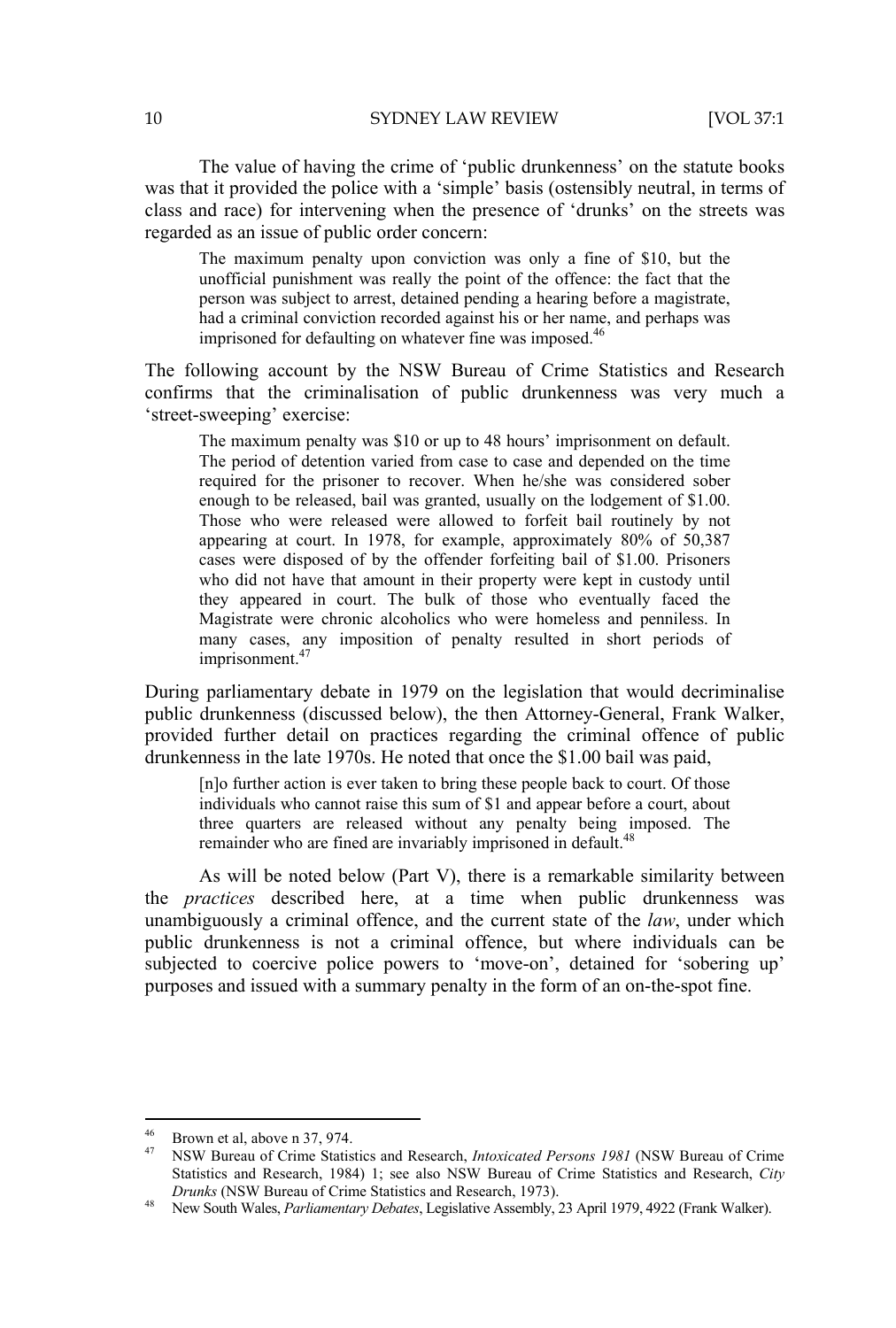The value of having the crime of 'public drunkenness' on the statute books was that it provided the police with a 'simple' basis (ostensibly neutral, in terms of class and race) for intervening when the presence of 'drunks' on the streets was regarded as an issue of public order concern:

> The maximum penalty upon conviction was only a fine of $10, but the unofficial punishment was really the point of the offence: the fact that the person was subject to arrest, detained pending a hearing before a magistrate, had a criminal conviction recorded against his or her name, and perhaps was imprisoned for defaulting on whatever fine was imposed.[46]

The following account by the NSW Bureau of Crime Statistics and Research confirms that the criminalisation of public drunkenness was very much a 'street-sweeping' exercise:

> The maximum penalty was $10 or up to 48 hours' imprisonment on default. The period of detention varied from case to case and depended on the time required for the prisoner to recover. When he/she was considered sober enough to be released, bail was granted, usually on the lodgement of $1.00. Those who were released were allowed to forfeit bail routinely by not appearing at court. In 1978, for example, approximately 80% of 50,387 cases were disposed of by the offender forfeiting bail of $1.00. Prisoners who did not have that amount in their property were kept in custody until they appeared in court. The bulk of those who eventually faced the Magistrate were chronic alcoholics who were homeless and penniless. In many cases, any imposition of penalty resulted in short periods of imprisonment.[47]

During parliamentary debate in 1979 on the legislation that would decriminalise public drunkenness (discussed below), the then Attorney-General, Frank Walker, provided further detail on practices regarding the criminal offence of public drunkenness in the late 1970s. He noted that once the $1.00 bail was paid,

> [n]o further action is ever taken to bring these people back to court. Of those individuals who cannot raise this sum of $1 and appear before a court, about three quarters are released without any penalty being imposed. The remainder who are fined are invariably imprisoned in default.[48]

As will be noted below (Part V), there is a remarkable similarity between the *practices* described here, at a time when public drunkenness was unambiguously a criminal offence, and the current state of the *law*, under which public drunkenness is not a criminal offence, but where individuals can be subjected to coercive police powers to 'move-on', detained for 'sobering up' purposes and issued with a summary penalty in the form of an on-the-spot fine.

---

[46] Brown et al, above n 37, 974.

[47] NSW Bureau of Crime Statistics and Research, *Intoxicated Persons 1981* (NSW Bureau of Crime Statistics and Research, 1984) 1; see also NSW Bureau of Crime Statistics and Research, *City Drunks* (NSW Bureau of Crime Statistics and Research, 1973).

[48] New South Wales, *Parliamentary Debates*, Legislative Assembly, 23 April 1979, 4922 (Frank Walker).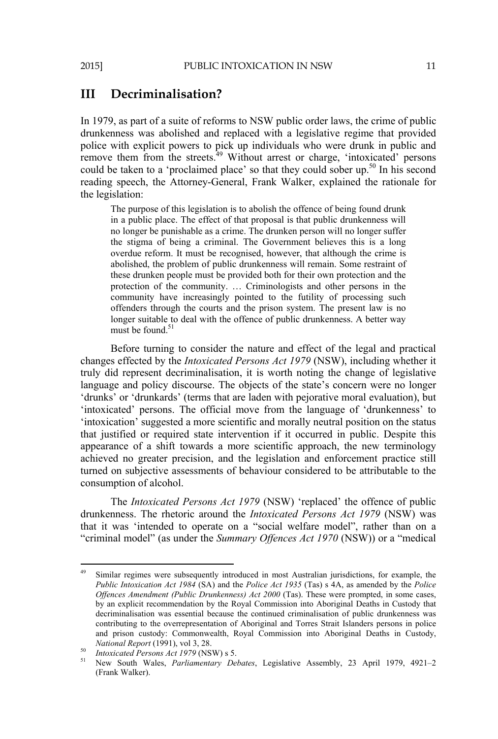## III Decriminalisation?

In 1979, as part of a suite of reforms to NSW public order laws, the crime of public drunkenness was abolished and replaced with a legislative regime that provided police with explicit powers to pick up individuals who were drunk in public and remove them from the streets.[49] Without arrest or charge, 'intoxicated' persons could be taken to a 'proclaimed place' so that they could sober up.[50] In his second reading speech, the Attorney-General, Frank Walker, explained the rationale for the legislation:

> The purpose of this legislation is to abolish the offence of being found drunk in a public place. The effect of that proposal is that public drunkenness will no longer be punishable as a crime. The drunken person will no longer suffer the stigma of being a criminal. The Government believes this is a long overdue reform. It must be recognised, however, that although the crime is abolished, the problem of public drunkenness will remain. Some restraint of these drunken people must be provided both for their own protection and the protection of the community. … Criminologists and other persons in the community have increasingly pointed to the futility of processing such offenders through the courts and the prison system. The present law is no longer suitable to deal with the offence of public drunkenness. A better way must be found.[51]

Before turning to consider the nature and effect of the legal and practical changes effected by the *Intoxicated Persons Act 1979* (NSW), including whether it truly did represent decriminalisation, it is worth noting the change of legislative language and policy discourse. The objects of the state's concern were no longer 'drunks' or 'drunkards' (terms that are laden with pejorative moral evaluation), but 'intoxicated' persons. The official move from the language of 'drunkenness' to 'intoxication' suggested a more scientific and morally neutral position on the status that justified or required state intervention if it occurred in public. Despite this appearance of a shift towards a more scientific approach, the new terminology achieved no greater precision, and the legislation and enforcement practice still turned on subjective assessments of behaviour considered to be attributable to the consumption of alcohol.

The *Intoxicated Persons Act 1979* (NSW) 'replaced' the offence of public drunkenness. The rhetoric around the *Intoxicated Persons Act 1979* (NSW) was that it was 'intended to operate on a "social welfare model", rather than on a "criminal model" (as under the *Summary Offences Act 1970* (NSW)) or a "medical

---

[49] Similar regimes were subsequently introduced in most Australian jurisdictions, for example, the *Public Intoxication Act 1984* (SA) and the *Police Act 1935* (Tas) s 4A, as amended by the *Police Offences Amendment (Public Drunkenness) Act 2000* (Tas). These were prompted, in some cases, by an explicit recommendation by the Royal Commission into Aboriginal Deaths in Custody that decriminalisation was essential because the continued criminalisation of public drunkenness was contributing to the overrepresentation of Aboriginal and Torres Strait Islanders persons in police and prison custody: Commonwealth, Royal Commission into Aboriginal Deaths in Custody, *National Report* (1991), vol 3, 28.

[50] *Intoxicated Persons Act 1979* (NSW) s 5.

[51] New South Wales, *Parliamentary Debates*, Legislative Assembly, 23 April 1979, 4921–2 (Frank Walker).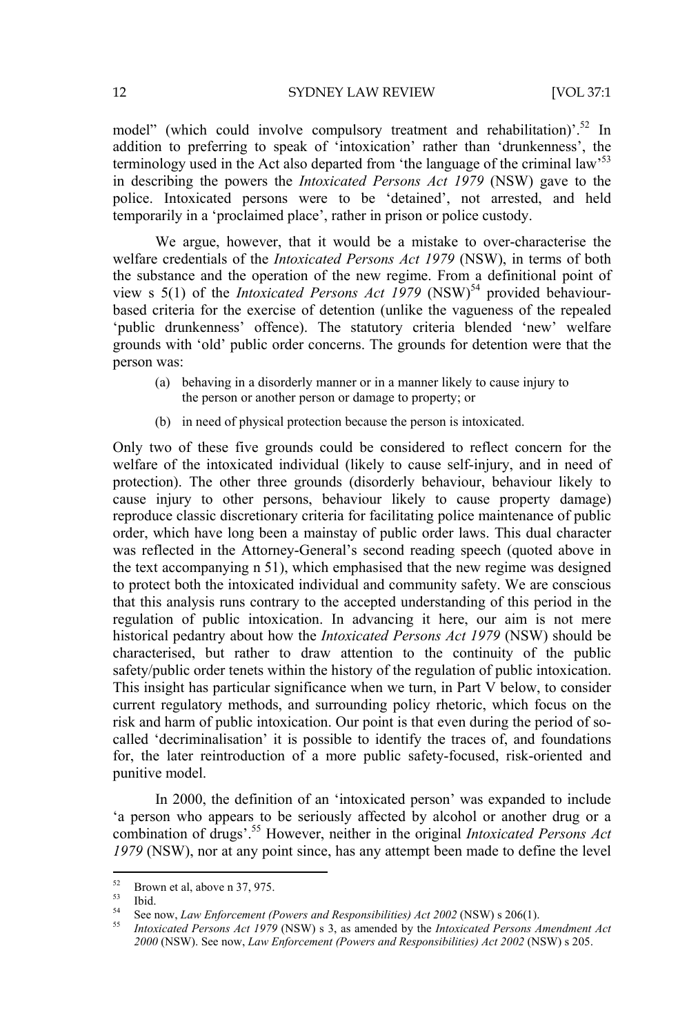model" (which could involve compulsory treatment and rehabilitation)'.[52] In addition to preferring to speak of 'intoxication' rather than 'drunkenness', the terminology used in the Act also departed from 'the language of the criminal law'[53] in describing the powers the *Intoxicated Persons Act 1979* (NSW) gave to the police. Intoxicated persons were to be 'detained', not arrested, and held temporarily in a 'proclaimed place', rather in prison or police custody.

We argue, however, that it would be a mistake to over-characterise the welfare credentials of the *Intoxicated Persons Act 1979* (NSW), in terms of both the substance and the operation of the new regime. From a definitional point of view s 5(1) of the *Intoxicated Persons Act 1979* (NSW)[54] provided behaviour-based criteria for the exercise of detention (unlike the vagueness of the repealed 'public drunkenness' offence). The statutory criteria blended 'new' welfare grounds with 'old' public order concerns. The grounds for detention were that the person was:

> (a) behaving in a disorderly manner or in a manner likely to cause injury to the person or another person or damage to property; or
>
> (b) in need of physical protection because the person is intoxicated.

Only two of these five grounds could be considered to reflect concern for the welfare of the intoxicated individual (likely to cause self-injury, and in need of protection). The other three grounds (disorderly behaviour, behaviour likely to cause injury to other persons, behaviour likely to cause property damage) reproduce classic discretionary criteria for facilitating police maintenance of public order, which have long been a mainstay of public order laws. This dual character was reflected in the Attorney-General's second reading speech (quoted above in the text accompanying n 51), which emphasised that the new regime was designed to protect both the intoxicated individual and community safety. We are conscious that this analysis runs contrary to the accepted understanding of this period in the regulation of public intoxication. In advancing it here, our aim is not mere historical pedantry about how the *Intoxicated Persons Act 1979* (NSW) should be characterised, but rather to draw attention to the continuity of the public safety/public order tenets within the history of the regulation of public intoxication. This insight has particular significance when we turn, in Part V below, to consider current regulatory methods, and surrounding policy rhetoric, which focus on the risk and harm of public intoxication. Our point is that even during the period of so-called 'decriminalisation' it is possible to identify the traces of, and foundations for, the later reintroduction of a more public safety-focused, risk-oriented and punitive model.

In 2000, the definition of an 'intoxicated person' was expanded to include 'a person who appears to be seriously affected by alcohol or another drug or a combination of drugs'.[55] However, neither in the original *Intoxicated Persons Act 1979* (NSW), nor at any point since, has any attempt been made to define the level

---

[52] Brown et al, above n 37, 975.

[53] Ibid.

[54] See now, *Law Enforcement (Powers and Responsibilities) Act 2002* (NSW) s 206(1).

[55] *Intoxicated Persons Act 1979* (NSW) s 3, as amended by the *Intoxicated Persons Amendment Act 2000* (NSW). See now, *Law Enforcement (Powers and Responsibilities) Act 2002* (NSW) s 205.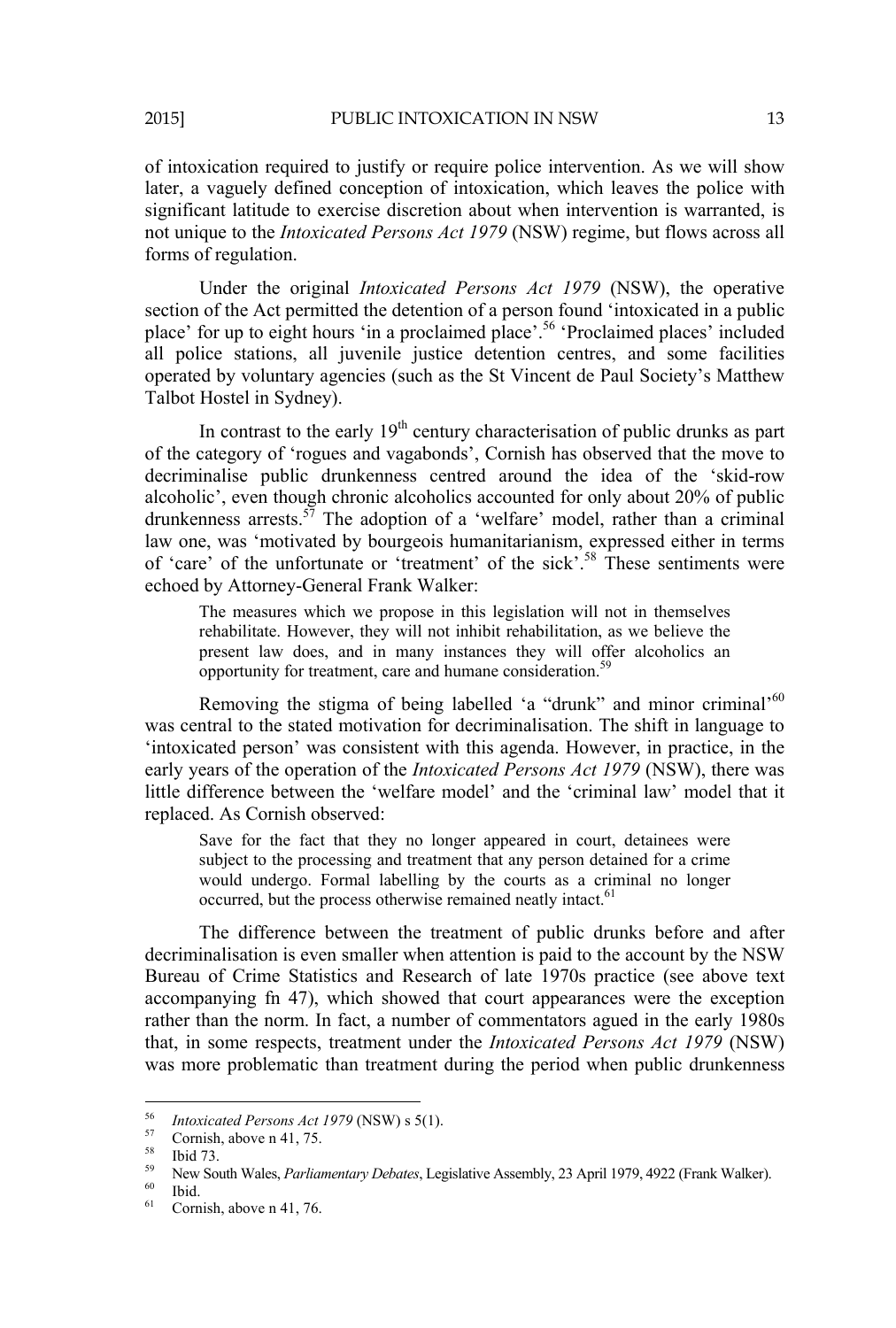of intoxication required to justify or require police intervention. As we will show later, a vaguely defined conception of intoxication, which leaves the police with significant latitude to exercise discretion about when intervention is warranted, is not unique to the *Intoxicated Persons Act 1979* (NSW) regime, but flows across all forms of regulation.

Under the original *Intoxicated Persons Act 1979* (NSW), the operative section of the Act permitted the detention of a person found 'intoxicated in a public place' for up to eight hours 'in a proclaimed place'.[56] 'Proclaimed places' included all police stations, all juvenile justice detention centres, and some facilities operated by voluntary agencies (such as the St Vincent de Paul Society's Matthew Talbot Hostel in Sydney).

In contrast to the early 19th century characterisation of public drunks as part of the category of 'rogues and vagabonds', Cornish has observed that the move to decriminalise public drunkenness centred around the idea of the 'skid-row alcoholic', even though chronic alcoholics accounted for only about 20% of public drunkenness arrests.[57] The adoption of a 'welfare' model, rather than a criminal law one, was 'motivated by bourgeois humanitarianism, expressed either in terms of 'care' of the unfortunate or 'treatment' of the sick'.[58] These sentiments were echoed by Attorney-General Frank Walker:

> The measures which we propose in this legislation will not in themselves rehabilitate. However, they will not inhibit rehabilitation, as we believe the present law does, and in many instances they will offer alcoholics an opportunity for treatment, care and humane consideration.[59]

Removing the stigma of being labelled 'a "drunk" and minor criminal'[60] was central to the stated motivation for decriminalisation. The shift in language to 'intoxicated person' was consistent with this agenda. However, in practice, in the early years of the operation of the *Intoxicated Persons Act 1979* (NSW), there was little difference between the 'welfare model' and the 'criminal law' model that it replaced. As Cornish observed:

> Save for the fact that they no longer appeared in court, detainees were subject to the processing and treatment that any person detained for a crime would undergo. Formal labelling by the courts as a criminal no longer occurred, but the process otherwise remained neatly intact.[61]

The difference between the treatment of public drunks before and after decriminalisation is even smaller when attention is paid to the account by the NSW Bureau of Crime Statistics and Research of late 1970s practice (see above text accompanying fn 47), which showed that court appearances were the exception rather than the norm. In fact, a number of commentators agued in the early 1980s that, in some respects, treatment under the *Intoxicated Persons Act 1979* (NSW) was more problematic than treatment during the period when public drunkenness

---

[56] *Intoxicated Persons Act 1979* (NSW) s 5(1).

[57] Cornish, above n 41, 75.

[58] Ibid 73.

[59] New South Wales, *Parliamentary Debates*, Legislative Assembly, 23 April 1979, 4922 (Frank Walker).

[60] Ibid.

[61] Cornish, above n 41, 76.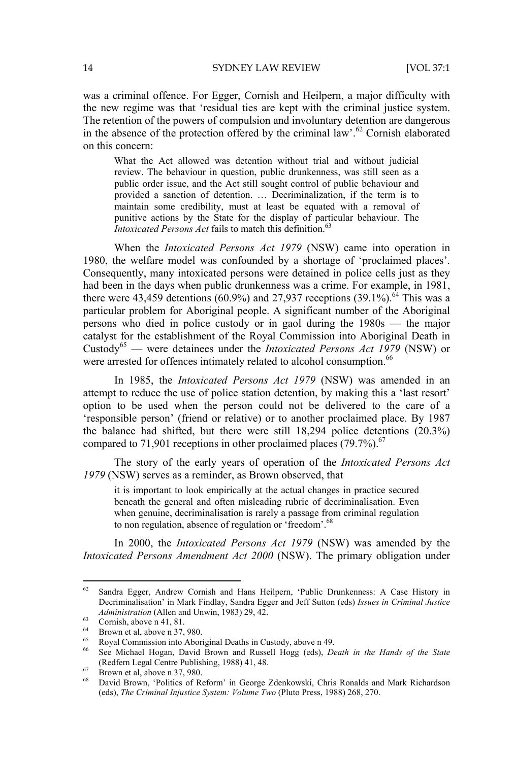was a criminal offence. For Egger, Cornish and Heilpern, a major difficulty with the new regime was that 'residual ties are kept with the criminal justice system. The retention of the powers of compulsion and involuntary detention are dangerous in the absence of the protection offered by the criminal law'.[62] Cornish elaborated on this concern:

> What the Act allowed was detention without trial and without judicial review. The behaviour in question, public drunkenness, was still seen as a public order issue, and the Act still sought control of public behaviour and provided a sanction of detention. … Decriminalization, if the term is to maintain some credibility, must at least be equated with a removal of punitive actions by the State for the display of particular behaviour. The *Intoxicated Persons Act* fails to match this definition.[63]

When the *Intoxicated Persons Act 1979* (NSW) came into operation in 1980, the welfare model was confounded by a shortage of 'proclaimed places'. Consequently, many intoxicated persons were detained in police cells just as they had been in the days when public drunkenness was a crime. For example, in 1981, there were 43,459 detentions (60.9%) and 27,937 receptions (39.1%).[64] This was a particular problem for Aboriginal people. A significant number of the Aboriginal persons who died in police custody or in gaol during the 1980s — the major catalyst for the establishment of the Royal Commission into Aboriginal Death in Custody[65] — were detainees under the *Intoxicated Persons Act 1979* (NSW) or were arrested for offences intimately related to alcohol consumption.[66]

In 1985, the *Intoxicated Persons Act 1979* (NSW) was amended in an attempt to reduce the use of police station detention, by making this a 'last resort' option to be used when the person could not be delivered to the care of a 'responsible person' (friend or relative) or to another proclaimed place. By 1987 the balance had shifted, but there were still 18,294 police detentions (20.3%) compared to 71,901 receptions in other proclaimed places (79.7%).[67]

The story of the early years of operation of the *Intoxicated Persons Act 1979* (NSW) serves as a reminder, as Brown observed, that

> it is important to look empirically at the actual changes in practice secured beneath the general and often misleading rubric of decriminalisation. Even when genuine, decriminalisation is rarely a passage from criminal regulation to non regulation, absence of regulation or 'freedom'.[68]

In 2000, the *Intoxicated Persons Act 1979* (NSW) was amended by the *Intoxicated Persons Amendment Act 2000* (NSW). The primary obligation under

---

[62] Sandra Egger, Andrew Cornish and Hans Heilpern, 'Public Drunkenness: A Case History in Decriminalisation' in Mark Findlay, Sandra Egger and Jeff Sutton (eds) *Issues in Criminal Justice Administration* (Allen and Unwin, 1983) 29, 42.

[63] Cornish, above n 41, 81.

[64] Brown et al, above n 37, 980.

[65] Royal Commission into Aboriginal Deaths in Custody, above n 49.

[66] See Michael Hogan, David Brown and Russell Hogg (eds), *Death in the Hands of the State* (Redfern Legal Centre Publishing, 1988) 41, 48.

[67] Brown et al, above n 37, 980.

[68] David Brown, 'Politics of Reform' in George Zdenkowski, Chris Ronalds and Mark Richardson (eds), *The Criminal Injustice System: Volume Two* (Pluto Press, 1988) 268, 270.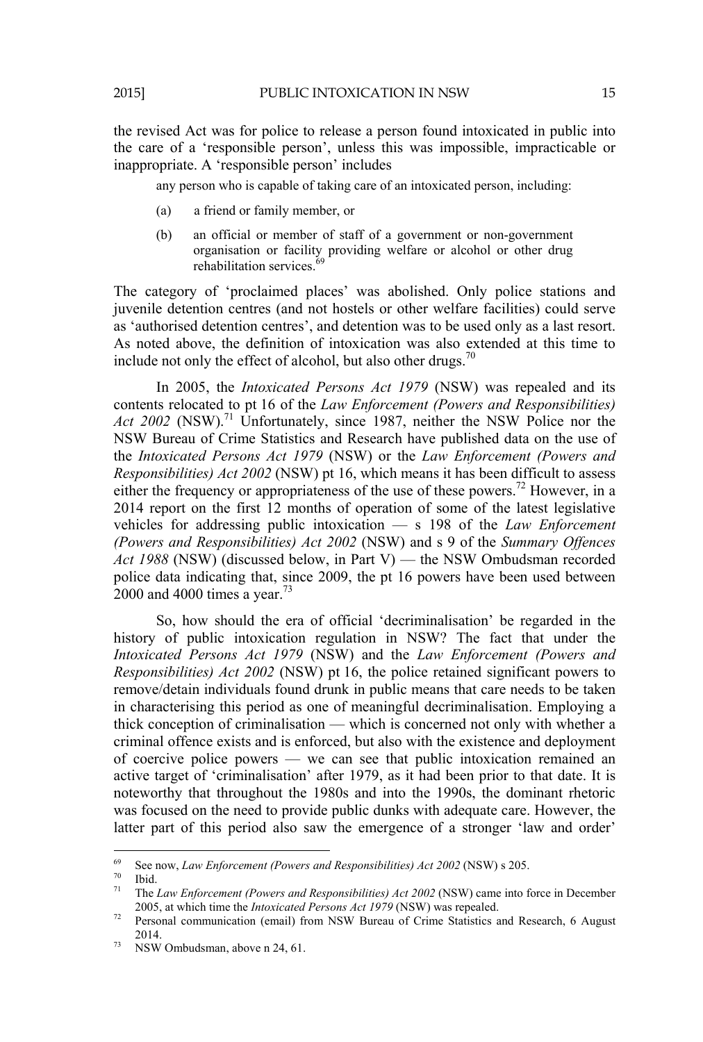the revised Act was for police to release a person found intoxicated in public into the care of a 'responsible person', unless this was impossible, impracticable or inappropriate. A 'responsible person' includes

> any person who is capable of taking care of an intoxicated person, including:
>
> (a) a friend or family member, or
>
> (b) an official or member of staff of a government or non-government organisation or facility providing welfare or alcohol or other drug rehabilitation services.[69]

The category of 'proclaimed places' was abolished. Only police stations and juvenile detention centres (and not hostels or other welfare facilities) could serve as 'authorised detention centres', and detention was to be used only as a last resort. As noted above, the definition of intoxication was also extended at this time to include not only the effect of alcohol, but also other drugs.[70]

In 2005, the *Intoxicated Persons Act 1979* (NSW) was repealed and its contents relocated to pt 16 of the *Law Enforcement (Powers and Responsibilities) Act 2002* (NSW).[71] Unfortunately, since 1987, neither the NSW Police nor the NSW Bureau of Crime Statistics and Research have published data on the use of the *Intoxicated Persons Act 1979* (NSW) or the *Law Enforcement (Powers and Responsibilities) Act 2002* (NSW) pt 16, which means it has been difficult to assess either the frequency or appropriateness of the use of these powers.[72] However, in a 2014 report on the first 12 months of operation of some of the latest legislative vehicles for addressing public intoxication — s 198 of the *Law Enforcement (Powers and Responsibilities) Act 2002* (NSW) and s 9 of the *Summary Offences Act 1988* (NSW) (discussed below, in Part V) — the NSW Ombudsman recorded police data indicating that, since 2009, the pt 16 powers have been used between 2000 and 4000 times a year.[73]

So, how should the era of official 'decriminalisation' be regarded in the history of public intoxication regulation in NSW? The fact that under the *Intoxicated Persons Act 1979* (NSW) and the *Law Enforcement (Powers and Responsibilities) Act 2002* (NSW) pt 16, the police retained significant powers to remove/detain individuals found drunk in public means that care needs to be taken in characterising this period as one of meaningful decriminalisation. Employing a thick conception of criminalisation — which is concerned not only with whether a criminal offence exists and is enforced, but also with the existence and deployment of coercive police powers — we can see that public intoxication remained an active target of 'criminalisation' after 1979, as it had been prior to that date. It is noteworthy that throughout the 1980s and into the 1990s, the dominant rhetoric was focused on the need to provide public dunks with adequate care. However, the latter part of this period also saw the emergence of a stronger 'law and order'

---

[69] See now, *Law Enforcement (Powers and Responsibilities) Act 2002* (NSW) s 205.

[70] Ibid.

[71] The *Law Enforcement (Powers and Responsibilities) Act 2002* (NSW) came into force in December 2005, at which time the *Intoxicated Persons Act 1979* (NSW) was repealed.

[72] Personal communication (email) from NSW Bureau of Crime Statistics and Research, 6 August 2014.

[73] NSW Ombudsman, above n 24, 61.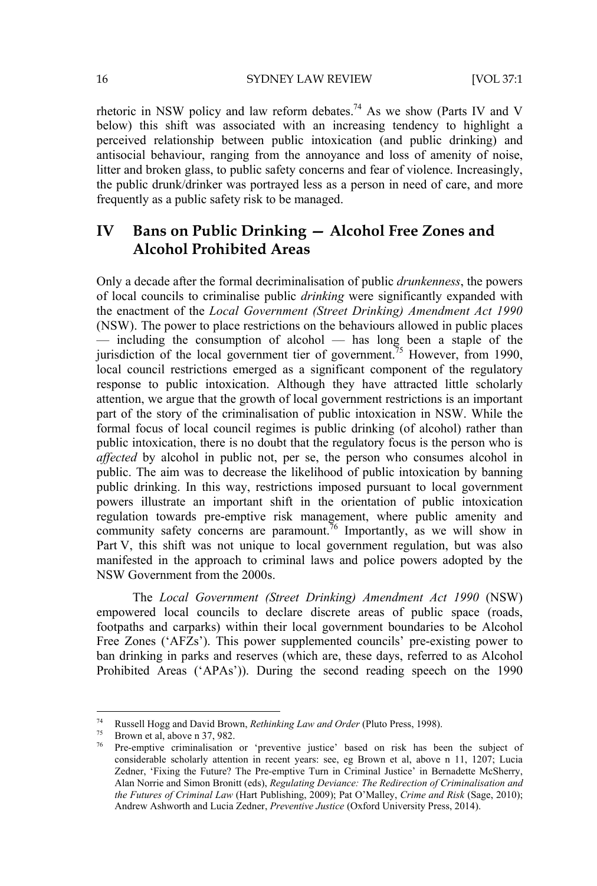rhetoric in NSW policy and law reform debates.[74] As we show (Parts IV and V below) this shift was associated with an increasing tendency to highlight a perceived relationship between public intoxication (and public drinking) and antisocial behaviour, ranging from the annoyance and loss of amenity of noise, litter and broken glass, to public safety concerns and fear of violence. Increasingly, the public drunk/drinker was portrayed less as a person in need of care, and more frequently as a public safety risk to be managed.

## IV Bans on Public Drinking — Alcohol Free Zones and Alcohol Prohibited Areas

Only a decade after the formal decriminalisation of public *drunkenness*, the powers of local councils to criminalise public *drinking* were significantly expanded with the enactment of the *Local Government (Street Drinking) Amendment Act 1990* (NSW). The power to place restrictions on the behaviours allowed in public places — including the consumption of alcohol — has long been a staple of the jurisdiction of the local government tier of government.[75] However, from 1990, local council restrictions emerged as a significant component of the regulatory response to public intoxication. Although they have attracted little scholarly attention, we argue that the growth of local government restrictions is an important part of the story of the criminalisation of public intoxication in NSW. While the formal focus of local council regimes is public drinking (of alcohol) rather than public intoxication, there is no doubt that the regulatory focus is the person who is *affected* by alcohol in public not, per se, the person who consumes alcohol in public. The aim was to decrease the likelihood of public intoxication by banning public drinking. In this way, restrictions imposed pursuant to local government powers illustrate an important shift in the orientation of public intoxication regulation towards pre-emptive risk management, where public amenity and community safety concerns are paramount.[76] Importantly, as we will show in Part V, this shift was not unique to local government regulation, but was also manifested in the approach to criminal laws and police powers adopted by the NSW Government from the 2000s.

The *Local Government (Street Drinking) Amendment Act 1990* (NSW) empowered local councils to declare discrete areas of public space (roads, footpaths and carparks) within their local government boundaries to be Alcohol Free Zones ('AFZs'). This power supplemented councils' pre-existing power to ban drinking in parks and reserves (which are, these days, referred to as Alcohol Prohibited Areas ('APAs')). During the second reading speech on the 1990

---

[74] Russell Hogg and David Brown, *Rethinking Law and Order* (Pluto Press, 1998).

[75] Brown et al, above n 37, 982.

[76] Pre-emptive criminalisation or 'preventive justice' based on risk has been the subject of considerable scholarly attention in recent years: see, eg Brown et al, above n 11, 1207; Lucia Zedner, 'Fixing the Future? The Pre-emptive Turn in Criminal Justice' in Bernadette McSherry, Alan Norrie and Simon Bronitt (eds), *Regulating Deviance: The Redirection of Criminalisation and the Futures of Criminal Law* (Hart Publishing, 2009); Pat O'Malley, *Crime and Risk* (Sage, 2010); Andrew Ashworth and Lucia Zedner, *Preventive Justice* (Oxford University Press, 2014).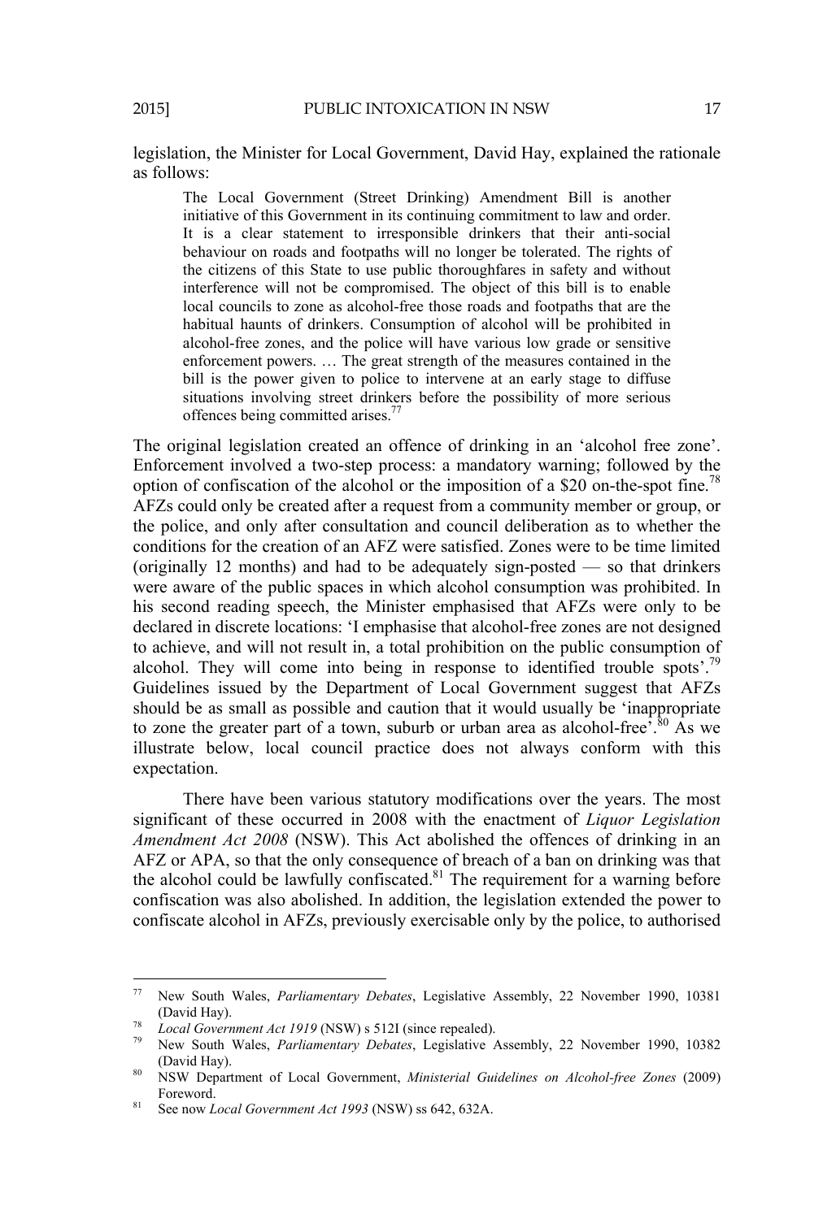legislation, the Minister for Local Government, David Hay, explained the rationale as follows:

> The Local Government (Street Drinking) Amendment Bill is another initiative of this Government in its continuing commitment to law and order. It is a clear statement to irresponsible drinkers that their anti-social behaviour on roads and footpaths will no longer be tolerated. The rights of the citizens of this State to use public thoroughfares in safety and without interference will not be compromised. The object of this bill is to enable local councils to zone as alcohol-free those roads and footpaths that are the habitual haunts of drinkers. Consumption of alcohol will be prohibited in alcohol-free zones, and the police will have various low grade or sensitive enforcement powers. … The great strength of the measures contained in the bill is the power given to police to intervene at an early stage to diffuse situations involving street drinkers before the possibility of more serious offences being committed arises.[77]

The original legislation created an offence of drinking in an 'alcohol free zone'. Enforcement involved a two-step process: a mandatory warning; followed by the option of confiscation of the alcohol or the imposition of a $20 on-the-spot fine.[78] AFZs could only be created after a request from a community member or group, or the police, and only after consultation and council deliberation as to whether the conditions for the creation of an AFZ were satisfied. Zones were to be time limited (originally 12 months) and had to be adequately sign-posted — so that drinkers were aware of the public spaces in which alcohol consumption was prohibited. In his second reading speech, the Minister emphasised that AFZs were only to be declared in discrete locations: 'I emphasise that alcohol-free zones are not designed to achieve, and will not result in, a total prohibition on the public consumption of alcohol. They will come into being in response to identified trouble spots'.[79] Guidelines issued by the Department of Local Government suggest that AFZs should be as small as possible and caution that it would usually be 'inappropriate to zone the greater part of a town, suburb or urban area as alcohol-free'.[80] As we illustrate below, local council practice does not always conform with this expectation.

There have been various statutory modifications over the years. The most significant of these occurred in 2008 with the enactment of *Liquor Legislation Amendment Act 2008* (NSW). This Act abolished the offences of drinking in an AFZ or APA, so that the only consequence of breach of a ban on drinking was that the alcohol could be lawfully confiscated.[81] The requirement for a warning before confiscation was also abolished. In addition, the legislation extended the power to confiscate alcohol in AFZs, previously exercisable only by the police, to authorised

---

[77] New South Wales, *Parliamentary Debates*, Legislative Assembly, 22 November 1990, 10381 (David Hay).

[78] *Local Government Act 1919* (NSW) s 512I (since repealed).

[79] New South Wales, *Parliamentary Debates*, Legislative Assembly, 22 November 1990, 10382 (David Hay).

[80] NSW Department of Local Government, *Ministerial Guidelines on Alcohol-free Zones* (2009) Foreword.

[81] See now *Local Government Act 1993* (NSW) ss 642, 632A.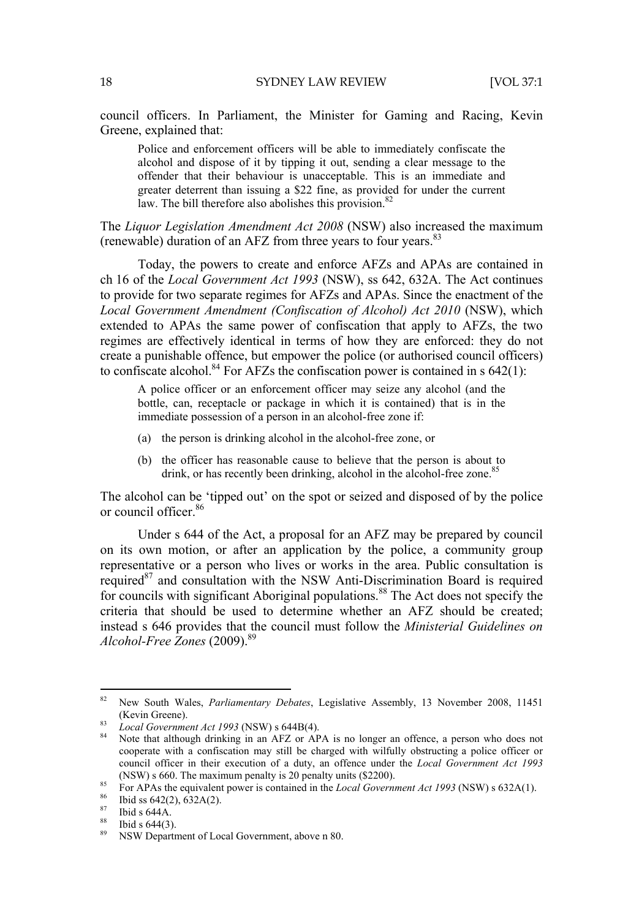council officers. In Parliament, the Minister for Gaming and Racing, Kevin Greene, explained that:

> Police and enforcement officers will be able to immediately confiscate the alcohol and dispose of it by tipping it out, sending a clear message to the offender that their behaviour is unacceptable. This is an immediate and greater deterrent than issuing a $22 fine, as provided for under the current law. The bill therefore also abolishes this provision.[82]

The *Liquor Legislation Amendment Act 2008* (NSW) also increased the maximum (renewable) duration of an AFZ from three years to four years.[83]

Today, the powers to create and enforce AFZs and APAs are contained in ch 16 of the *Local Government Act 1993* (NSW), ss 642, 632A. The Act continues to provide for two separate regimes for AFZs and APAs. Since the enactment of the *Local Government Amendment (Confiscation of Alcohol) Act 2010* (NSW), which extended to APAs the same power of confiscation that apply to AFZs, the two regimes are effectively identical in terms of how they are enforced: they do not create a punishable offence, but empower the police (or authorised council officers) to confiscate alcohol.[84] For AFZs the confiscation power is contained in s 642(1):

> A police officer or an enforcement officer may seize any alcohol (and the bottle, can, receptacle or package in which it is contained) that is in the immediate possession of a person in an alcohol-free zone if:
>
> (a) the person is drinking alcohol in the alcohol-free zone, or
>
> (b) the officer has reasonable cause to believe that the person is about to drink, or has recently been drinking, alcohol in the alcohol-free zone.[85]

The alcohol can be 'tipped out' on the spot or seized and disposed of by the police or council officer.[86]

Under s 644 of the Act, a proposal for an AFZ may be prepared by council on its own motion, or after an application by the police, a community group representative or a person who lives or works in the area. Public consultation is required[87] and consultation with the NSW Anti-Discrimination Board is required for councils with significant Aboriginal populations.[88] The Act does not specify the criteria that should be used to determine whether an AFZ should be created; instead s 646 provides that the council must follow the *Ministerial Guidelines on Alcohol-Free Zones* (2009).[89]

---

[82] New South Wales, *Parliamentary Debates*, Legislative Assembly, 13 November 2008, 11451 (Kevin Greene).

[83] *Local Government Act 1993* (NSW) s 644B(4).

[84] Note that although drinking in an AFZ or APA is no longer an offence, a person who does not cooperate with a confiscation may still be charged with wilfully obstructing a police officer or council officer in their execution of a duty, an offence under the *Local Government Act 1993* (NSW) s 660. The maximum penalty is 20 penalty units ($2200).

[85] For APAs the equivalent power is contained in the *Local Government Act 1993* (NSW) s 632A(1).

[86] Ibid ss 642(2), 632A(2).

[87] Ibid s 644A.

[88] Ibid s 644(3).

[89] NSW Department of Local Government, above n 80.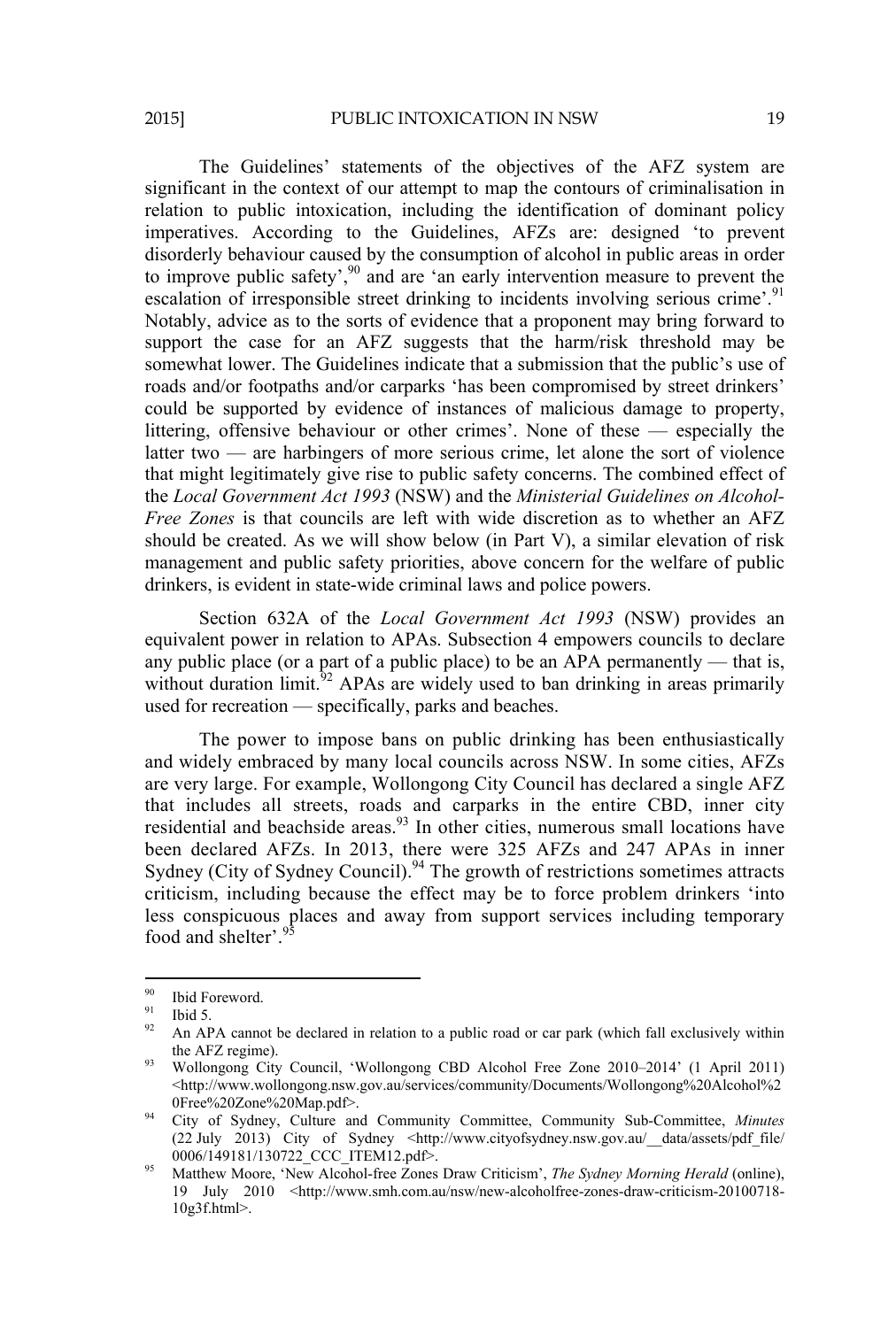The Guidelines' statements of the objectives of the AFZ system are significant in the context of our attempt to map the contours of criminalisation in relation to public intoxication, including the identification of dominant policy imperatives. According to the Guidelines, AFZs are: designed 'to prevent disorderly behaviour caused by the consumption of alcohol in public areas in order to improve public safety',[90] and are 'an early intervention measure to prevent the escalation of irresponsible street drinking to incidents involving serious crime'.[91] Notably, advice as to the sorts of evidence that a proponent may bring forward to support the case for an AFZ suggests that the harm/risk threshold may be somewhat lower. The Guidelines indicate that a submission that the public's use of roads and/or footpaths and/or carparks 'has been compromised by street drinkers' could be supported by evidence of instances of malicious damage to property, littering, offensive behaviour or other crimes'. None of these — especially the latter two — are harbingers of more serious crime, let alone the sort of violence that might legitimately give rise to public safety concerns. The combined effect of the *Local Government Act 1993* (NSW) and the *Ministerial Guidelines on Alcohol-Free Zones* is that councils are left with wide discretion as to whether an AFZ should be created. As we will show below (in Part V), a similar elevation of risk management and public safety priorities, above concern for the welfare of public drinkers, is evident in state-wide criminal laws and police powers.

Section 632A of the *Local Government Act 1993* (NSW) provides an equivalent power in relation to APAs. Subsection 4 empowers councils to declare any public place (or a part of a public place) to be an APA permanently — that is, without duration limit.[92] APAs are widely used to ban drinking in areas primarily used for recreation — specifically, parks and beaches.

The power to impose bans on public drinking has been enthusiastically and widely embraced by many local councils across NSW. In some cities, AFZs are very large. For example, Wollongong City Council has declared a single AFZ that includes all streets, roads and carparks in the entire CBD, inner city residential and beachside areas.[93] In other cities, numerous small locations have been declared AFZs. In 2013, there were 325 AFZs and 247 APAs in inner Sydney (City of Sydney Council).[94] The growth of restrictions sometimes attracts criticism, including because the effect may be to force problem drinkers 'into less conspicuous places and away from support services including temporary food and shelter'.[95]

---

[90] Ibid Foreword.

[91] Ibid 5.

[92] An APA cannot be declared in relation to a public road or car park (which fall exclusively within the AFZ regime).

[93] Wollongong City Council, 'Wollongong CBD Alcohol Free Zone 2010–2014' (1 April 2011) <http://www.wollongong.nsw.gov.au/services/community/Documents/Wollongong%20Alcohol%20Free%20Zone%20Map.pdf>.

[94] City of Sydney, Culture and Community Committee, Community Sub-Committee, *Minutes* (22 July 2013) City of Sydney <http://www.cityofsydney.nsw.gov.au/__data/assets/pdf_file/0006/149181/130722_CCC_ITEM12.pdf>.

[95] Matthew Moore, 'New Alcohol-free Zones Draw Criticism', *The Sydney Morning Herald* (online), 19 July 2010 <http://www.smh.com.au/nsw/new-alcoholfree-zones-draw-criticism-20100718-10g3f.html>.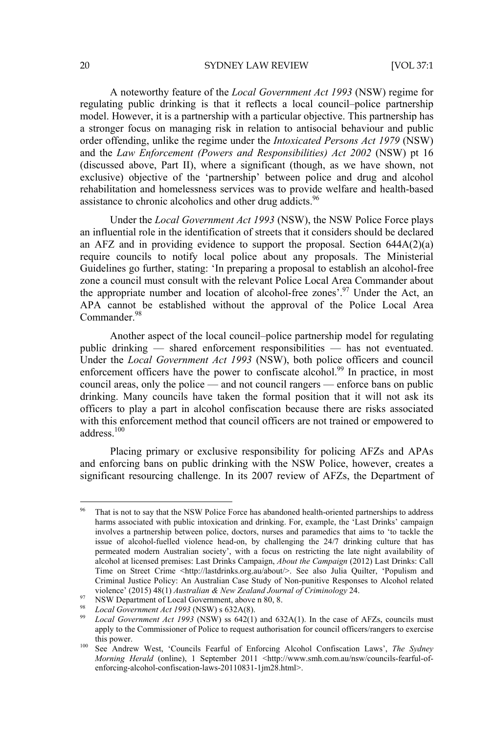A noteworthy feature of the *Local Government Act 1993* (NSW) regime for regulating public drinking is that it reflects a local council–police partnership model. However, it is a partnership with a particular objective. This partnership has a stronger focus on managing risk in relation to antisocial behaviour and public order offending, unlike the regime under the *Intoxicated Persons Act 1979* (NSW) and the *Law Enforcement (Powers and Responsibilities) Act 2002* (NSW) pt 16 (discussed above, Part II), where a significant (though, as we have shown, not exclusive) objective of the 'partnership' between police and drug and alcohol rehabilitation and homelessness services was to provide welfare and health-based assistance to chronic alcoholics and other drug addicts.[96]

Under the *Local Government Act 1993* (NSW), the NSW Police Force plays an influential role in the identification of streets that it considers should be declared an AFZ and in providing evidence to support the proposal. Section 644A(2)(a) require councils to notify local police about any proposals. The Ministerial Guidelines go further, stating: 'In preparing a proposal to establish an alcohol-free zone a council must consult with the relevant Police Local Area Commander about the appropriate number and location of alcohol-free zones'.[97] Under the Act, an APA cannot be established without the approval of the Police Local Area Commander.[98]

Another aspect of the local council–police partnership model for regulating public drinking — shared enforcement responsibilities — has not eventuated. Under the *Local Government Act 1993* (NSW), both police officers and council enforcement officers have the power to confiscate alcohol.[99] In practice, in most council areas, only the police — and not council rangers — enforce bans on public drinking. Many councils have taken the formal position that it will not ask its officers to play a part in alcohol confiscation because there are risks associated with this enforcement method that council officers are not trained or empowered to address.[100]

Placing primary or exclusive responsibility for policing AFZs and APAs and enforcing bans on public drinking with the NSW Police, however, creates a significant resourcing challenge. In its 2007 review of AFZs, the Department of

---

[96] That is not to say that the NSW Police Force has abandoned health-oriented partnerships to address harms associated with public intoxication and drinking. For, example, the 'Last Drinks' campaign involves a partnership between police, doctors, nurses and paramedics that aims to 'to tackle the issue of alcohol-fuelled violence head-on, by challenging the 24/7 drinking culture that has permeated modern Australian society', with a focus on restricting the late night availability of alcohol at licensed premises: Last Drinks Campaign, *About the Campaign* (2012) Last Drinks: Call Time on Street Crime <http://lastdrinks.org.au/about/>. See also Julia Quilter, 'Populism and Criminal Justice Policy: An Australian Case Study of Non-punitive Responses to Alcohol related violence' (2015) 48(1) *Australian & New Zealand Journal of Criminology* 24.

[97] NSW Department of Local Government, above n 80, 8.

[98] *Local Government Act 1993* (NSW) s 632A(8).

[99] *Local Government Act 1993* (NSW) ss 642(1) and 632A(1). In the case of AFZs, councils must apply to the Commissioner of Police to request authorisation for council officers/rangers to exercise this power.

[100] See Andrew West, 'Councils Fearful of Enforcing Alcohol Confiscation Laws', *The Sydney Morning Herald* (online), 1 September 2011 <http://www.smh.com.au/nsw/councils-fearful-of-enforcing-alcohol-confiscation-laws-20110831-1jm28.html>.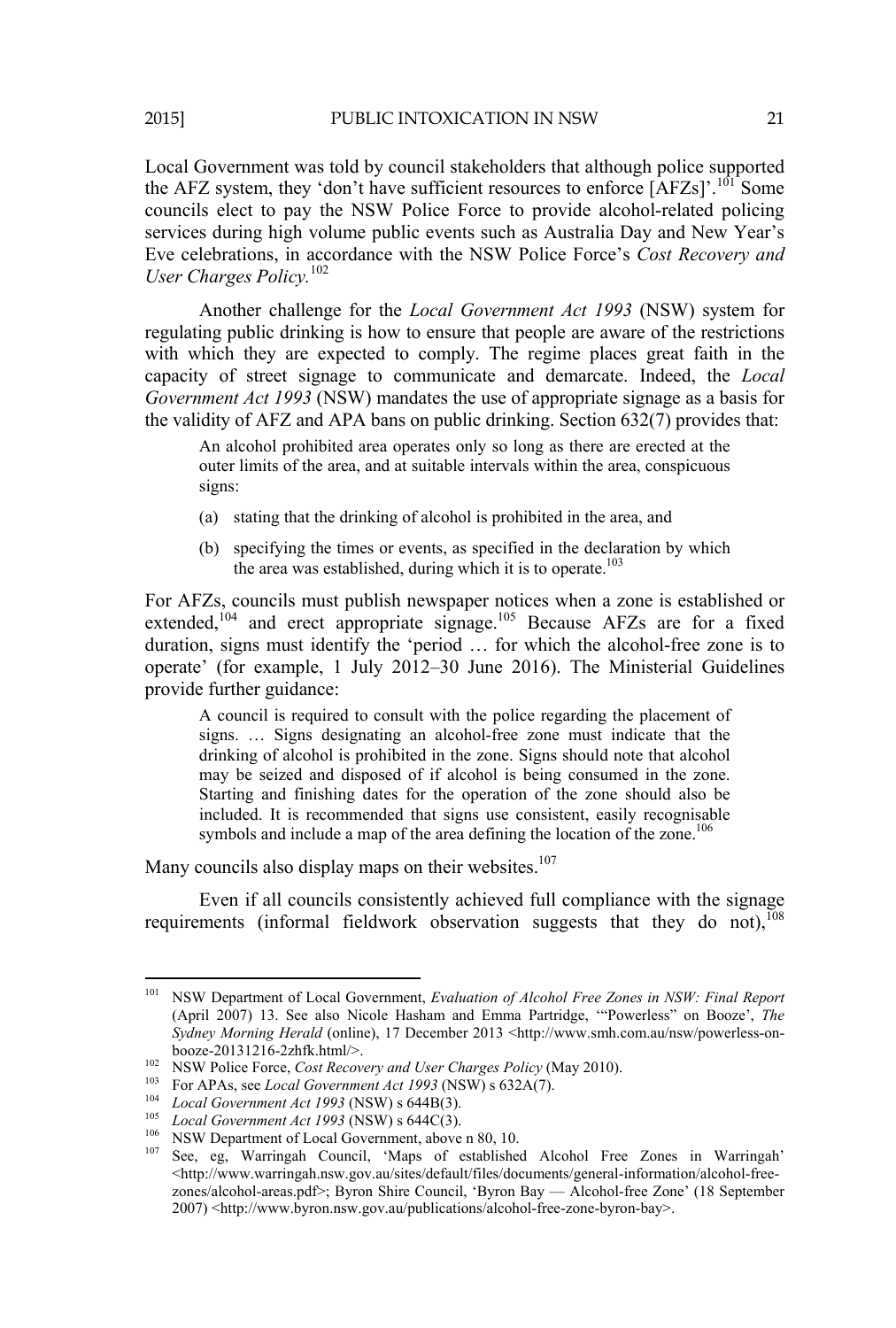Local Government was told by council stakeholders that although police supported the AFZ system, they 'don't have sufficient resources to enforce [AFZs]'.[101] Some councils elect to pay the NSW Police Force to provide alcohol-related policing services during high volume public events such as Australia Day and New Year's Eve celebrations, in accordance with the NSW Police Force's *Cost Recovery and User Charges Policy*.[102]

Another challenge for the *Local Government Act 1993* (NSW) system for regulating public drinking is how to ensure that people are aware of the restrictions with which they are expected to comply. The regime places great faith in the capacity of street signage to communicate and demarcate. Indeed, the *Local Government Act 1993* (NSW) mandates the use of appropriate signage as a basis for the validity of AFZ and APA bans on public drinking. Section 632(7) provides that:

> An alcohol prohibited area operates only so long as there are erected at the outer limits of the area, and at suitable intervals within the area, conspicuous signs:
>
> (a) stating that the drinking of alcohol is prohibited in the area, and
>
> (b) specifying the times or events, as specified in the declaration by which the area was established, during which it is to operate.[103]

For AFZs, councils must publish newspaper notices when a zone is established or extended,[104] and erect appropriate signage.[105] Because AFZs are for a fixed duration, signs must identify the 'period … for which the alcohol-free zone is to operate' (for example, 1 July 2012–30 June 2016). The Ministerial Guidelines provide further guidance:

> A council is required to consult with the police regarding the placement of signs. … Signs designating an alcohol-free zone must indicate that the drinking of alcohol is prohibited in the zone. Signs should note that alcohol may be seized and disposed of if alcohol is being consumed in the zone. Starting and finishing dates for the operation of the zone should also be included. It is recommended that signs use consistent, easily recognisable symbols and include a map of the area defining the location of the zone.[106]

Many councils also display maps on their websites.[107]

Even if all councils consistently achieved full compliance with the signage requirements (informal fieldwork observation suggests that they do not),[108]

---

[101] NSW Department of Local Government, *Evaluation of Alcohol Free Zones in NSW: Final Report* (April 2007) 13. See also Nicole Hasham and Emma Partridge, '"Powerless" on Booze', *The Sydney Morning Herald* (online), 17 December 2013 <http://www.smh.com.au/nsw/powerless-on-booze-20131216-2zhfk.html/>.

[102] NSW Police Force, *Cost Recovery and User Charges Policy* (May 2010).

[103] For APAs, see *Local Government Act 1993* (NSW) s 632A(7).

[104] *Local Government Act 1993* (NSW) s 644B(3).

[105] *Local Government Act 1993* (NSW) s 644C(3).

[106] NSW Department of Local Government, above n 80, 10.

[107] See, eg, Warringah Council, 'Maps of established Alcohol Free Zones in Warringah' <http://www.warringah.nsw.gov.au/sites/default/files/documents/general-information/alcohol-free-zones/alcohol-areas.pdf>; Byron Shire Council, 'Byron Bay — Alcohol-free Zone' (18 September 2007) <http://www.byron.nsw.gov.au/publications/alcohol-free-zone-byron-bay>.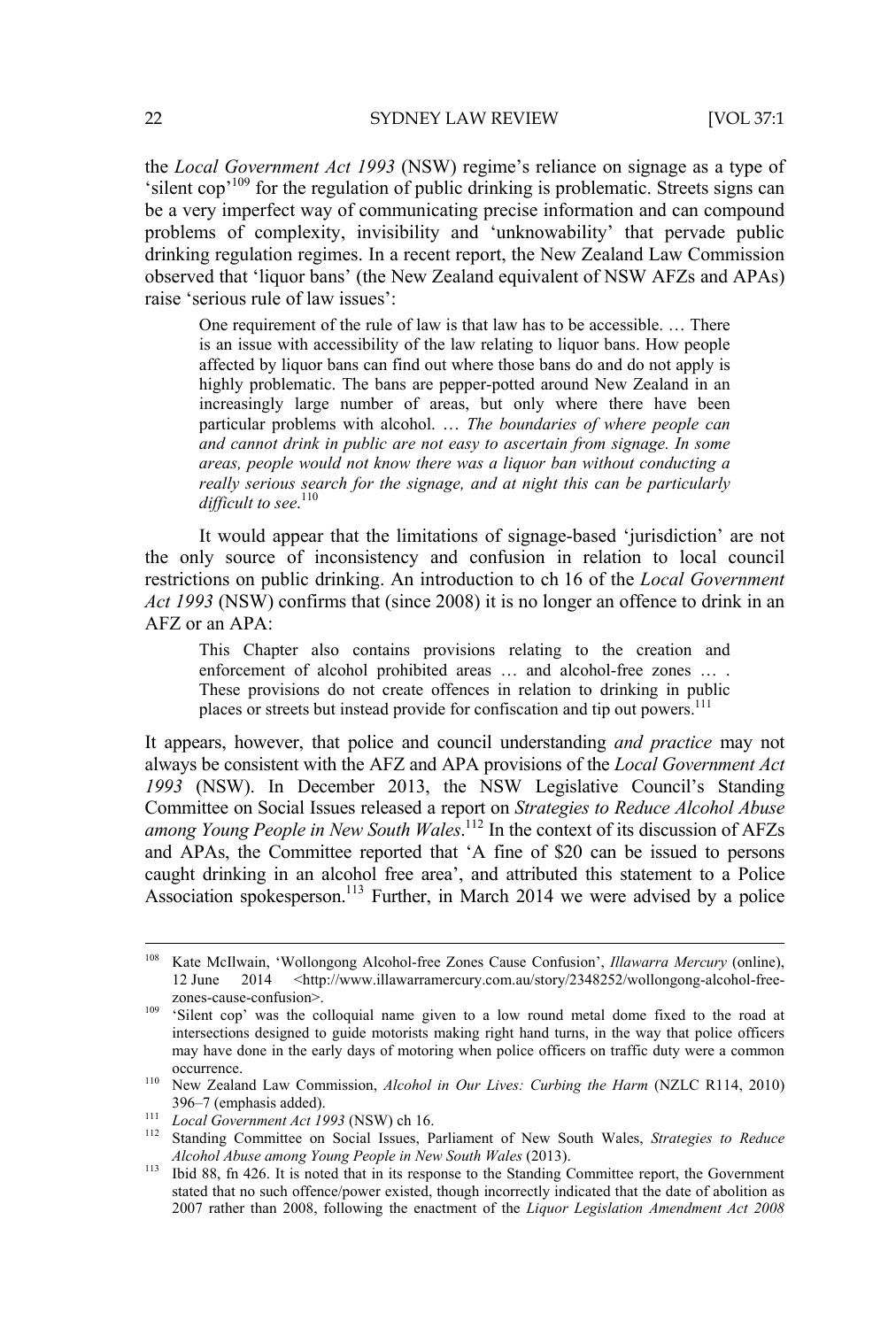the *Local Government Act 1993* (NSW) regime's reliance on signage as a type of 'silent cop'[109] for the regulation of public drinking is problematic. Streets signs can be a very imperfect way of communicating precise information and can compound problems of complexity, invisibility and 'unknowability' that pervade public drinking regulation regimes. In a recent report, the New Zealand Law Commission observed that 'liquor bans' (the New Zealand equivalent of NSW AFZs and APAs) raise 'serious rule of law issues':

> One requirement of the rule of law is that law has to be accessible. … There is an issue with accessibility of the law relating to liquor bans. How people affected by liquor bans can find out where those bans do and do not apply is highly problematic. The bans are pepper-potted around New Zealand in an increasingly large number of areas, but only where there have been particular problems with alcohol. … *The boundaries of where people can and cannot drink in public are not easy to ascertain from signage. In some areas, people would not know there was a liquor ban without conducting a really serious search for the signage, and at night this can be particularly difficult to see.*[110]

It would appear that the limitations of signage-based 'jurisdiction' are not the only source of inconsistency and confusion in relation to local council restrictions on public drinking. An introduction to ch 16 of the *Local Government Act 1993* (NSW) confirms that (since 2008) it is no longer an offence to drink in an AFZ or an APA:

> This Chapter also contains provisions relating to the creation and enforcement of alcohol prohibited areas … and alcohol-free zones … . These provisions do not create offences in relation to drinking in public places or streets but instead provide for confiscation and tip out powers.[111]

It appears, however, that police and council understanding *and practice* may not always be consistent with the AFZ and APA provisions of the *Local Government Act 1993* (NSW). In December 2013, the NSW Legislative Council's Standing Committee on Social Issues released a report on *Strategies to Reduce Alcohol Abuse among Young People in New South Wales*.[112] In the context of its discussion of AFZs and APAs, the Committee reported that 'A fine of $20 can be issued to persons caught drinking in an alcohol free area', and attributed this statement to a Police Association spokesperson.[113] Further, in March 2014 we were advised by a police

---

[108] Kate McIlwain, 'Wollongong Alcohol-free Zones Cause Confusion', *Illawarra Mercury* (online), 12 June 2014 <http://www.illawarramercury.com.au/story/2348252/wollongong-alcohol-free-zones-cause-confusion>.

[109] 'Silent cop' was the colloquial name given to a low round metal dome fixed to the road at intersections designed to guide motorists making right hand turns, in the way that police officers may have done in the early days of motoring when police officers on traffic duty were a common occurrence.

[110] New Zealand Law Commission, *Alcohol in Our Lives: Curbing the Harm* (NZLC R114, 2010) 396–7 (emphasis added).

[111] *Local Government Act 1993* (NSW) ch 16.

[112] Standing Committee on Social Issues, Parliament of New South Wales, *Strategies to Reduce Alcohol Abuse among Young People in New South Wales* (2013).

[113] Ibid 88, fn 426. It is noted that in its response to the Standing Committee report, the Government stated that no such offence/power existed, though incorrectly indicated that the date of abolition as 2007 rather than 2008, following the enactment of the *Liquor Legislation Amendment Act 2008*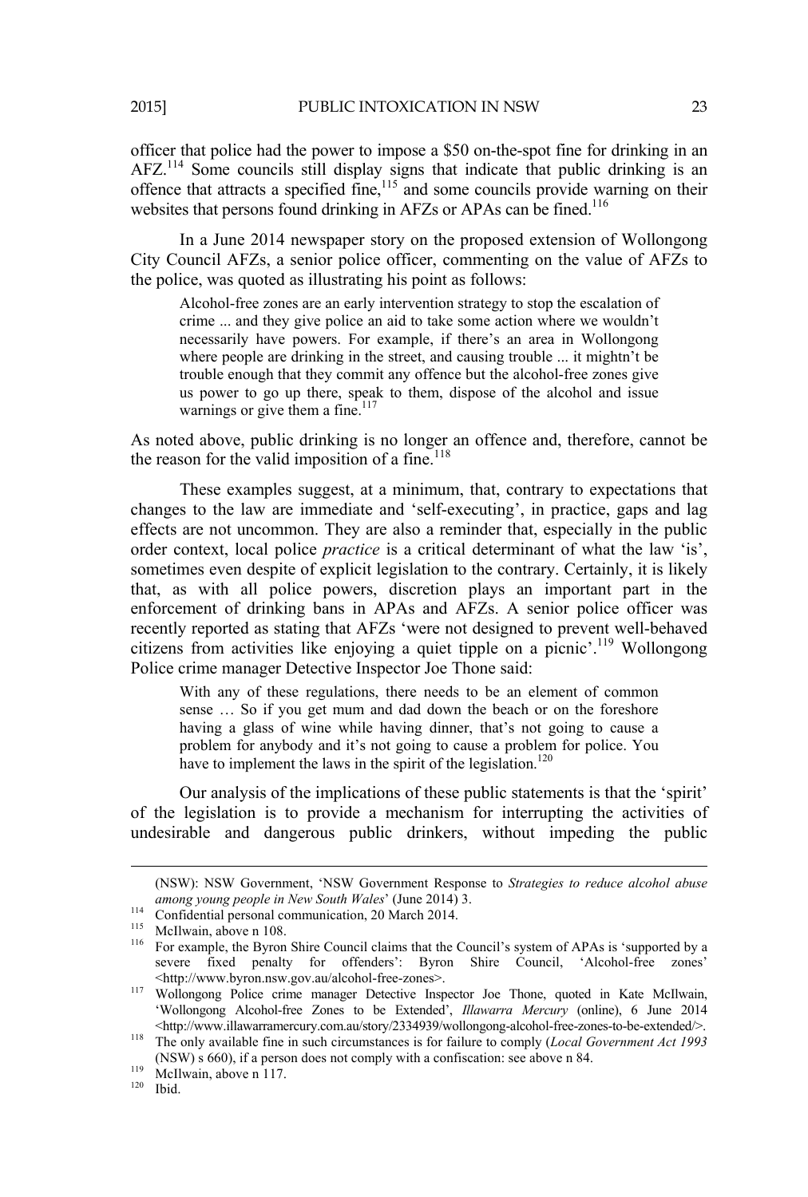officer that police had the power to impose a $50 on-the-spot fine for drinking in an AFZ.[114] Some councils still display signs that indicate that public drinking is an offence that attracts a specified fine,[115] and some councils provide warning on their websites that persons found drinking in AFZs or APAs can be fined.[116]

In a June 2014 newspaper story on the proposed extension of Wollongong City Council AFZs, a senior police officer, commenting on the value of AFZs to the police, was quoted as illustrating his point as follows:

> Alcohol-free zones are an early intervention strategy to stop the escalation of crime ... and they give police an aid to take some action where we wouldn't necessarily have powers. For example, if there's an area in Wollongong where people are drinking in the street, and causing trouble ... it mightn't be trouble enough that they commit any offence but the alcohol-free zones give us power to go up there, speak to them, dispose of the alcohol and issue warnings or give them a fine.[117]

As noted above, public drinking is no longer an offence and, therefore, cannot be the reason for the valid imposition of a fine.[118]

These examples suggest, at a minimum, that, contrary to expectations that changes to the law are immediate and 'self-executing', in practice, gaps and lag effects are not uncommon. They are also a reminder that, especially in the public order context, local police *practice* is a critical determinant of what the law 'is', sometimes even despite of explicit legislation to the contrary. Certainly, it is likely that, as with all police powers, discretion plays an important part in the enforcement of drinking bans in APAs and AFZs. A senior police officer was recently reported as stating that AFZs 'were not designed to prevent well-behaved citizens from activities like enjoying a quiet tipple on a picnic'.[119] Wollongong Police crime manager Detective Inspector Joe Thone said:

> With any of these regulations, there needs to be an element of common sense … So if you get mum and dad down the beach or on the foreshore having a glass of wine while having dinner, that's not going to cause a problem for anybody and it's not going to cause a problem for police. You have to implement the laws in the spirit of the legislation.[120]

Our analysis of the implications of these public statements is that the 'spirit' of the legislation is to provide a mechanism for interrupting the activities of undesirable and dangerous public drinkers, without impeding the public

---

(NSW): NSW Government, 'NSW Government Response to *Strategies to reduce alcohol abuse among young people in New South Wales*' (June 2014) 3.

[114] Confidential personal communication, 20 March 2014.

[115] McIlwain, above n 108.

[116] For example, the Byron Shire Council claims that the Council's system of APAs is 'supported by a severe fixed penalty for offenders': Byron Shire Council, 'Alcohol-free zones' <http://www.byron.nsw.gov.au/alcohol-free-zones>.

[117] Wollongong Police crime manager Detective Inspector Joe Thone, quoted in Kate McIlwain, 'Wollongong Alcohol-free Zones to be Extended', *Illawarra Mercury* (online), 6 June 2014 <http://www.illawarramercury.com.au/story/2334939/wollongong-alcohol-free-zones-to-be-extended/>.

[118] The only available fine in such circumstances is for failure to comply (*Local Government Act 1993* (NSW) s 660), if a person does not comply with a confiscation: see above n 84.

[119] McIlwain, above n 117.

[120] Ibid.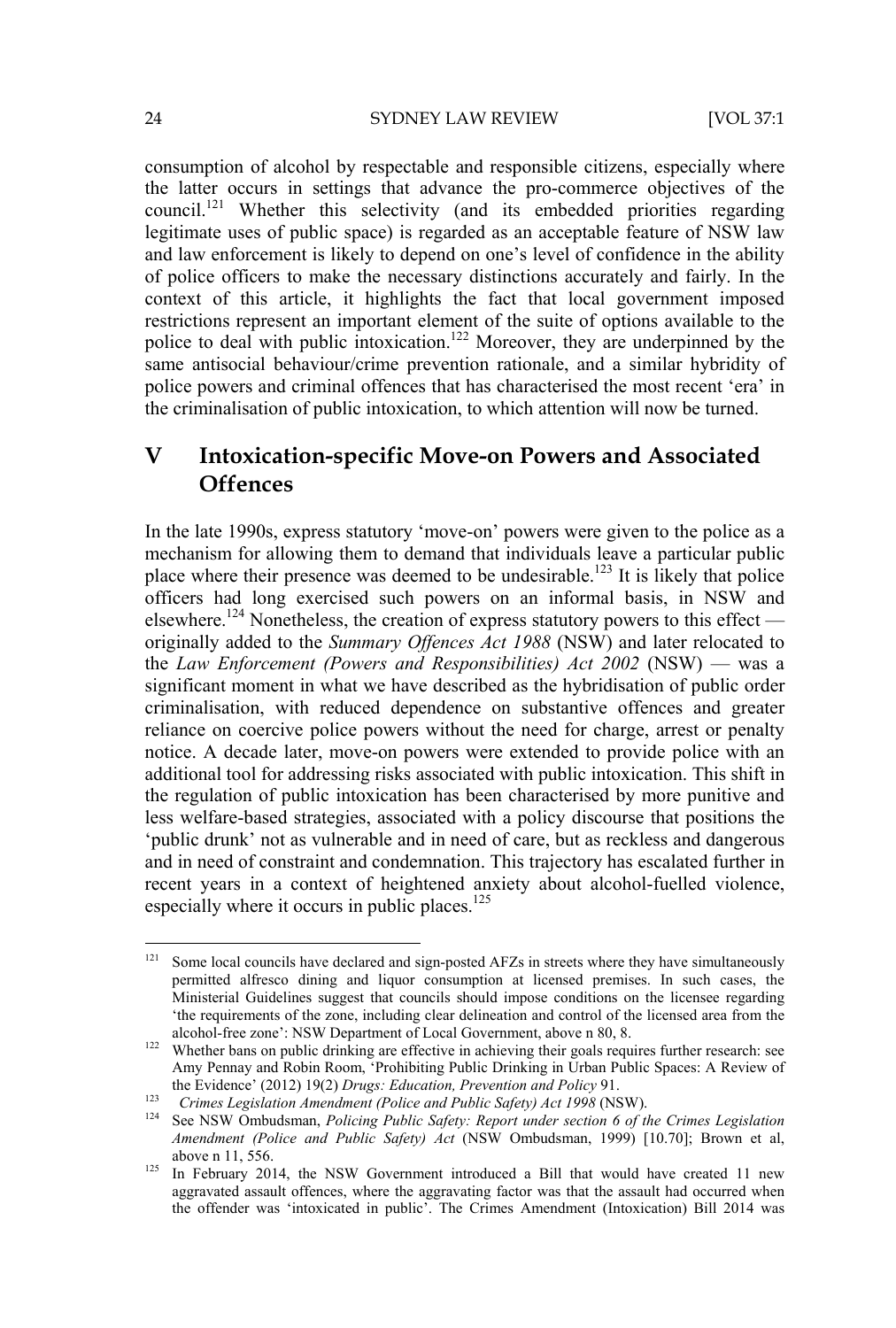consumption of alcohol by respectable and responsible citizens, especially where the latter occurs in settings that advance the pro-commerce objectives of the council.[121] Whether this selectivity (and its embedded priorities regarding legitimate uses of public space) is regarded as an acceptable feature of NSW law and law enforcement is likely to depend on one's level of confidence in the ability of police officers to make the necessary distinctions accurately and fairly. In the context of this article, it highlights the fact that local government imposed restrictions represent an important element of the suite of options available to the police to deal with public intoxication.[122] Moreover, they are underpinned by the same antisocial behaviour/crime prevention rationale, and a similar hybridity of police powers and criminal offences that has characterised the most recent 'era' in the criminalisation of public intoxication, to which attention will now be turned.

## V Intoxication-specific Move-on Powers and Associated Offences

In the late 1990s, express statutory 'move-on' powers were given to the police as a mechanism for allowing them to demand that individuals leave a particular public place where their presence was deemed to be undesirable.[123] It is likely that police officers had long exercised such powers on an informal basis, in NSW and elsewhere.[124] Nonetheless, the creation of express statutory powers to this effect — originally added to the *Summary Offences Act 1988* (NSW) and later relocated to the *Law Enforcement (Powers and Responsibilities) Act 2002* (NSW) — was a significant moment in what we have described as the hybridisation of public order criminalisation, with reduced dependence on substantive offences and greater reliance on coercive police powers without the need for charge, arrest or penalty notice. A decade later, move-on powers were extended to provide police with an additional tool for addressing risks associated with public intoxication. This shift in the regulation of public intoxication has been characterised by more punitive and less welfare-based strategies, associated with a policy discourse that positions the 'public drunk' not as vulnerable and in need of care, but as reckless and dangerous and in need of constraint and condemnation. This trajectory has escalated further in recent years in a context of heightened anxiety about alcohol-fuelled violence, especially where it occurs in public places.[125]

---

[121] Some local councils have declared and sign-posted AFZs in streets where they have simultaneously permitted alfresco dining and liquor consumption at licensed premises. In such cases, the Ministerial Guidelines suggest that councils should impose conditions on the licensee regarding 'the requirements of the zone, including clear delineation and control of the licensed area from the alcohol-free zone': NSW Department of Local Government, above n 80, 8.

[122] Whether bans on public drinking are effective in achieving their goals requires further research: see Amy Pennay and Robin Room, 'Prohibiting Public Drinking in Urban Public Spaces: A Review of the Evidence' (2012) 19(2) *Drugs: Education, Prevention and Policy* 91.

[123] *Crimes Legislation Amendment (Police and Public Safety) Act 1998* (NSW).

[124] See NSW Ombudsman, *Policing Public Safety: Report under section 6 of the Crimes Legislation Amendment (Police and Public Safety) Act* (NSW Ombudsman, 1999) [10.70]; Brown et al, above n 11, 556.

[125] In February 2014, the NSW Government introduced a Bill that would have created 11 new aggravated assault offences, where the aggravating factor was that the assault had occurred when the offender was 'intoxicated in public'. The Crimes Amendment (Intoxication) Bill 2014 was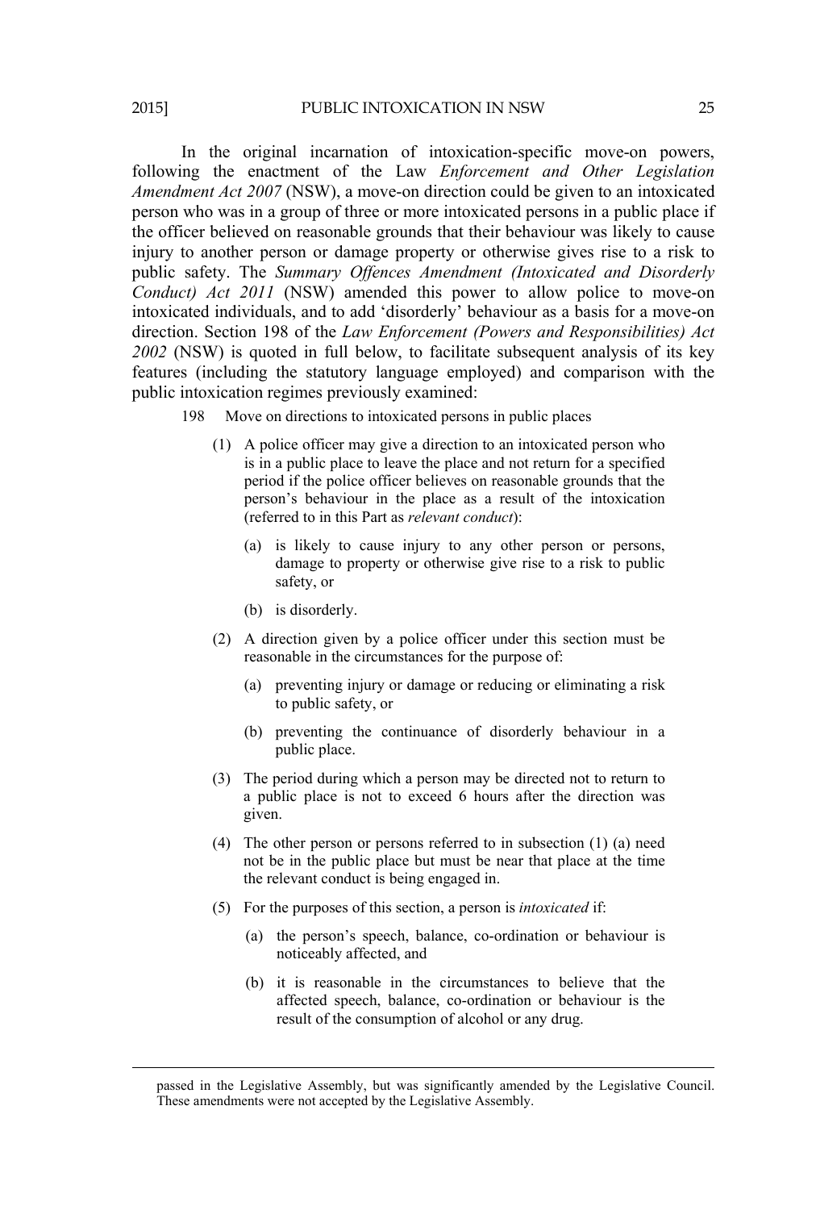In the original incarnation of intoxication-specific move-on powers, following the enactment of the Law *Enforcement and Other Legislation Amendment Act 2007* (NSW), a move-on direction could be given to an intoxicated person who was in a group of three or more intoxicated persons in a public place if the officer believed on reasonable grounds that their behaviour was likely to cause injury to another person or damage property or otherwise gives rise to a risk to public safety. The *Summary Offences Amendment (Intoxicated and Disorderly Conduct) Act 2011* (NSW) amended this power to allow police to move-on intoxicated individuals, and to add 'disorderly' behaviour as a basis for a move-on direction. Section 198 of the *Law Enforcement (Powers and Responsibilities) Act 2002* (NSW) is quoted in full below, to facilitate subsequent analysis of its key features (including the statutory language employed) and comparison with the public intoxication regimes previously examined:

> 198 Move on directions to intoxicated persons in public places
>
> (1) A police officer may give a direction to an intoxicated person who is in a public place to leave the place and not return for a specified period if the police officer believes on reasonable grounds that the person's behaviour in the place as a result of the intoxication (referred to in this Part as *relevant conduct*):
>
> (a) is likely to cause injury to any other person or persons, damage to property or otherwise give rise to a risk to public safety, or
>
> (b) is disorderly.
>
> (2) A direction given by a police officer under this section must be reasonable in the circumstances for the purpose of:
>
> (a) preventing injury or damage or reducing or eliminating a risk to public safety, or
>
> (b) preventing the continuance of disorderly behaviour in a public place.
>
> (3) The period during which a person may be directed not to return to a public place is not to exceed 6 hours after the direction was given.
>
> (4) The other person or persons referred to in subsection (1) (a) need not be in the public place but must be near that place at the time the relevant conduct is being engaged in.
>
> (5) For the purposes of this section, a person is *intoxicated* if:
>
> (a) the person's speech, balance, co-ordination or behaviour is noticeably affected, and
>
> (b) it is reasonable in the circumstances to believe that the affected speech, balance, co-ordination or behaviour is the result of the consumption of alcohol or any drug.

---

passed in the Legislative Assembly, but was significantly amended by the Legislative Council. These amendments were not accepted by the Legislative Assembly.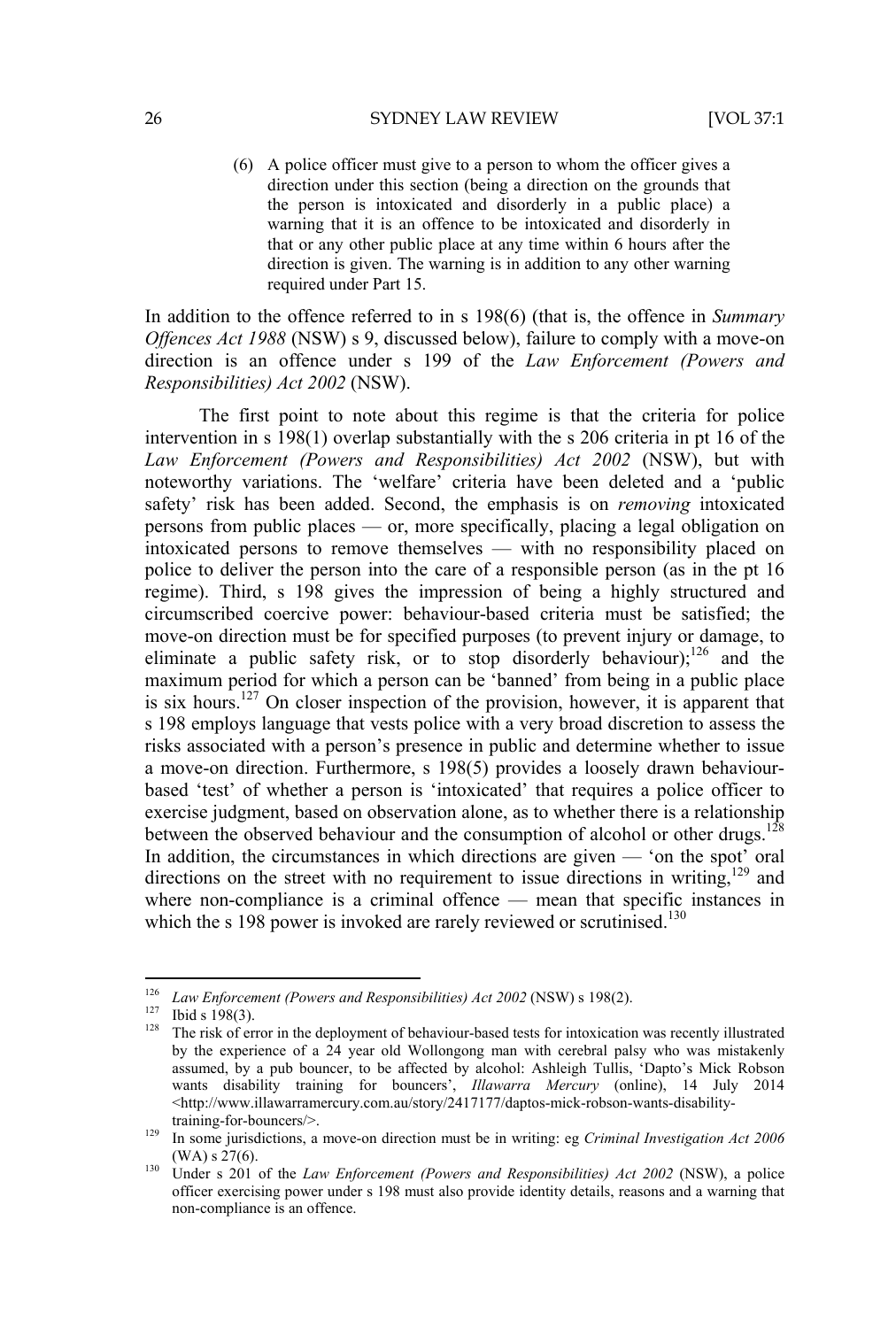> (6) A police officer must give to a person to whom the officer gives a direction under this section (being a direction on the grounds that the person is intoxicated and disorderly in a public place) a warning that it is an offence to be intoxicated and disorderly in that or any other public place at any time within 6 hours after the direction is given. The warning is in addition to any other warning required under Part 15.

In addition to the offence referred to in s 198(6) (that is, the offence in *Summary Offences Act 1988* (NSW) s 9, discussed below), failure to comply with a move-on direction is an offence under s 199 of the *Law Enforcement (Powers and Responsibilities) Act 2002* (NSW).

The first point to note about this regime is that the criteria for police intervention in s 198(1) overlap substantially with the s 206 criteria in pt 16 of the *Law Enforcement (Powers and Responsibilities) Act 2002* (NSW), but with noteworthy variations. The 'welfare' criteria have been deleted and a 'public safety' risk has been added. Second, the emphasis is on *removing* intoxicated persons from public places — or, more specifically, placing a legal obligation on intoxicated persons to remove themselves — with no responsibility placed on police to deliver the person into the care of a responsible person (as in the pt 16 regime). Third, s 198 gives the impression of being a highly structured and circumscribed coercive power: behaviour-based criteria must be satisfied; the move-on direction must be for specified purposes (to prevent injury or damage, to eliminate a public safety risk, or to stop disorderly behaviour);[126] and the maximum period for which a person can be 'banned' from being in a public place is six hours.[127] On closer inspection of the provision, however, it is apparent that s 198 employs language that vests police with a very broad discretion to assess the risks associated with a person's presence in public and determine whether to issue a move-on direction. Furthermore, s 198(5) provides a loosely drawn behaviour-based 'test' of whether a person is 'intoxicated' that requires a police officer to exercise judgment, based on observation alone, as to whether there is a relationship between the observed behaviour and the consumption of alcohol or other drugs.[128] In addition, the circumstances in which directions are given — 'on the spot' oral directions on the street with no requirement to issue directions in writing,[129] and where non-compliance is a criminal offence — mean that specific instances in which the s 198 power is invoked are rarely reviewed or scrutinised.[130]

---

[126] *Law Enforcement (Powers and Responsibilities) Act 2002* (NSW) s 198(2).

[127] Ibid s 198(3).

[128] The risk of error in the deployment of behaviour-based tests for intoxication was recently illustrated by the experience of a 24 year old Wollongong man with cerebral palsy who was mistakenly assumed, by a pub bouncer, to be affected by alcohol: Ashleigh Tullis, 'Dapto's Mick Robson wants disability training for bouncers', *Illawarra Mercury* (online), 14 July 2014 <http://www.illawarramercury.com.au/story/2417177/daptos-mick-robson-wants-disability-training-for-bouncers/>.

[129] In some jurisdictions, a move-on direction must be in writing: eg *Criminal Investigation Act 2006* (WA) s 27(6).

[130] Under s 201 of the *Law Enforcement (Powers and Responsibilities) Act 2002* (NSW), a police officer exercising power under s 198 must also provide identity details, reasons and a warning that non-compliance is an offence.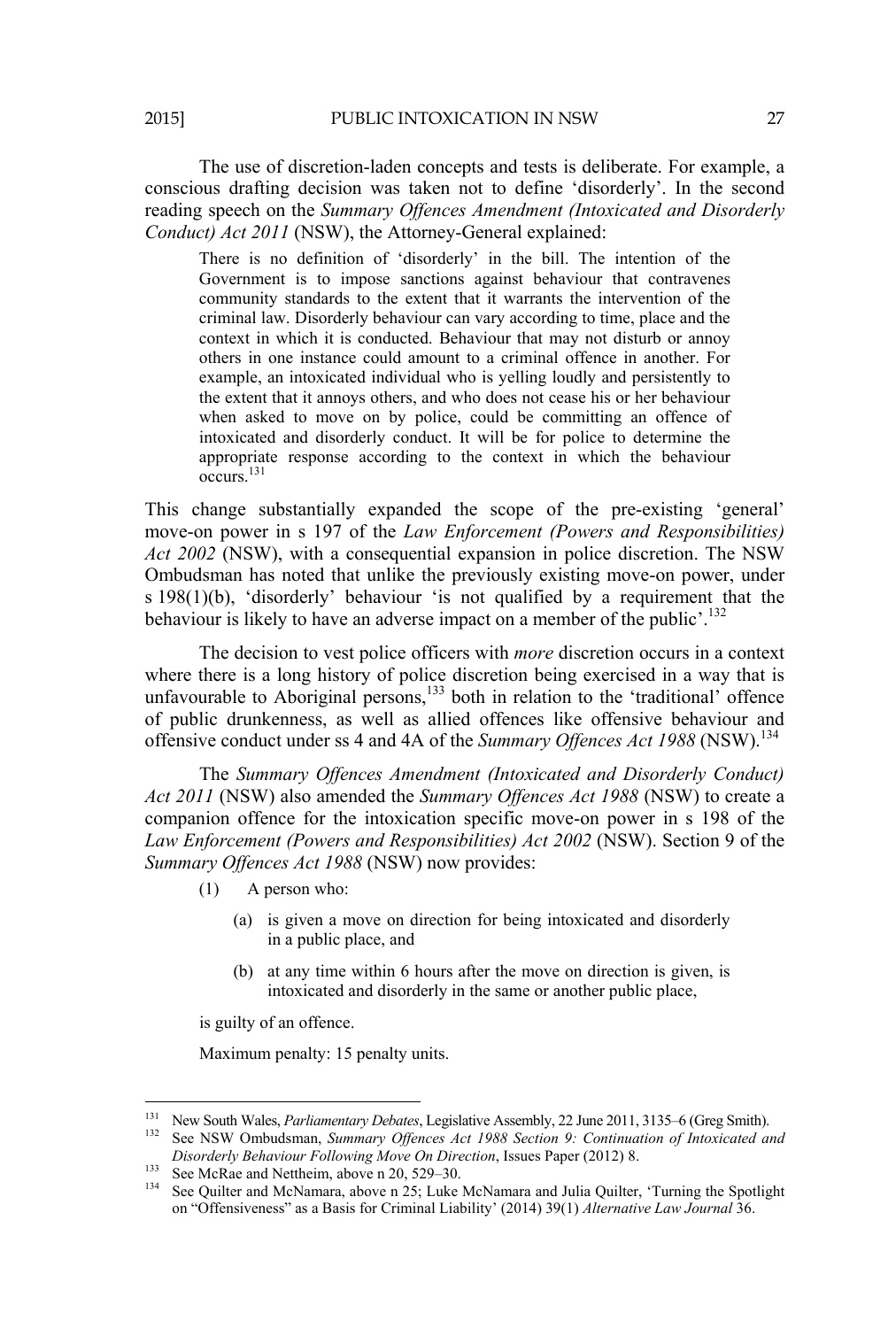The use of discretion-laden concepts and tests is deliberate. For example, a conscious drafting decision was taken not to define 'disorderly'. In the second reading speech on the *Summary Offences Amendment (Intoxicated and Disorderly Conduct) Act 2011* (NSW), the Attorney-General explained:

> There is no definition of 'disorderly' in the bill. The intention of the Government is to impose sanctions against behaviour that contravenes community standards to the extent that it warrants the intervention of the criminal law. Disorderly behaviour can vary according to time, place and the context in which it is conducted. Behaviour that may not disturb or annoy others in one instance could amount to a criminal offence in another. For example, an intoxicated individual who is yelling loudly and persistently to the extent that it annoys others, and who does not cease his or her behaviour when asked to move on by police, could be committing an offence of intoxicated and disorderly conduct. It will be for police to determine the appropriate response according to the context in which the behaviour occurs.[131]

This change substantially expanded the scope of the pre-existing 'general' move-on power in s 197 of the *Law Enforcement (Powers and Responsibilities) Act 2002* (NSW), with a consequential expansion in police discretion. The NSW Ombudsman has noted that unlike the previously existing move-on power, under s 198(1)(b), 'disorderly' behaviour 'is not qualified by a requirement that the behaviour is likely to have an adverse impact on a member of the public'.[132]

The decision to vest police officers with *more* discretion occurs in a context where there is a long history of police discretion being exercised in a way that is unfavourable to Aboriginal persons,[133] both in relation to the 'traditional' offence of public drunkenness, as well as allied offences like offensive behaviour and offensive conduct under ss 4 and 4A of the *Summary Offences Act 1988* (NSW).[134]

The *Summary Offences Amendment (Intoxicated and Disorderly Conduct) Act 2011* (NSW) also amended the *Summary Offences Act 1988* (NSW) to create a companion offence for the intoxication specific move-on power in s 198 of the *Law Enforcement (Powers and Responsibilities) Act 2002* (NSW). Section 9 of the *Summary Offences Act 1988* (NSW) now provides:

> (1) A person who:
>
> (a) is given a move on direction for being intoxicated and disorderly in a public place, and
>
> (b) at any time within 6 hours after the move on direction is given, is intoxicated and disorderly in the same or another public place,
>
> is guilty of an offence.
>
> Maximum penalty: 15 penalty units.

---

[131] New South Wales, *Parliamentary Debates*, Legislative Assembly, 22 June 2011, 3135–6 (Greg Smith).

[132] See NSW Ombudsman, *Summary Offences Act 1988 Section 9: Continuation of Intoxicated and Disorderly Behaviour Following Move On Direction*, Issues Paper (2012) 8.

[133] See McRae and Nettheim, above n 20, 529–30.

[134] See Quilter and McNamara, above n 25; Luke McNamara and Julia Quilter, 'Turning the Spotlight on "Offensiveness" as a Basis for Criminal Liability' (2014) 39(1) *Alternative Law Journal* 36.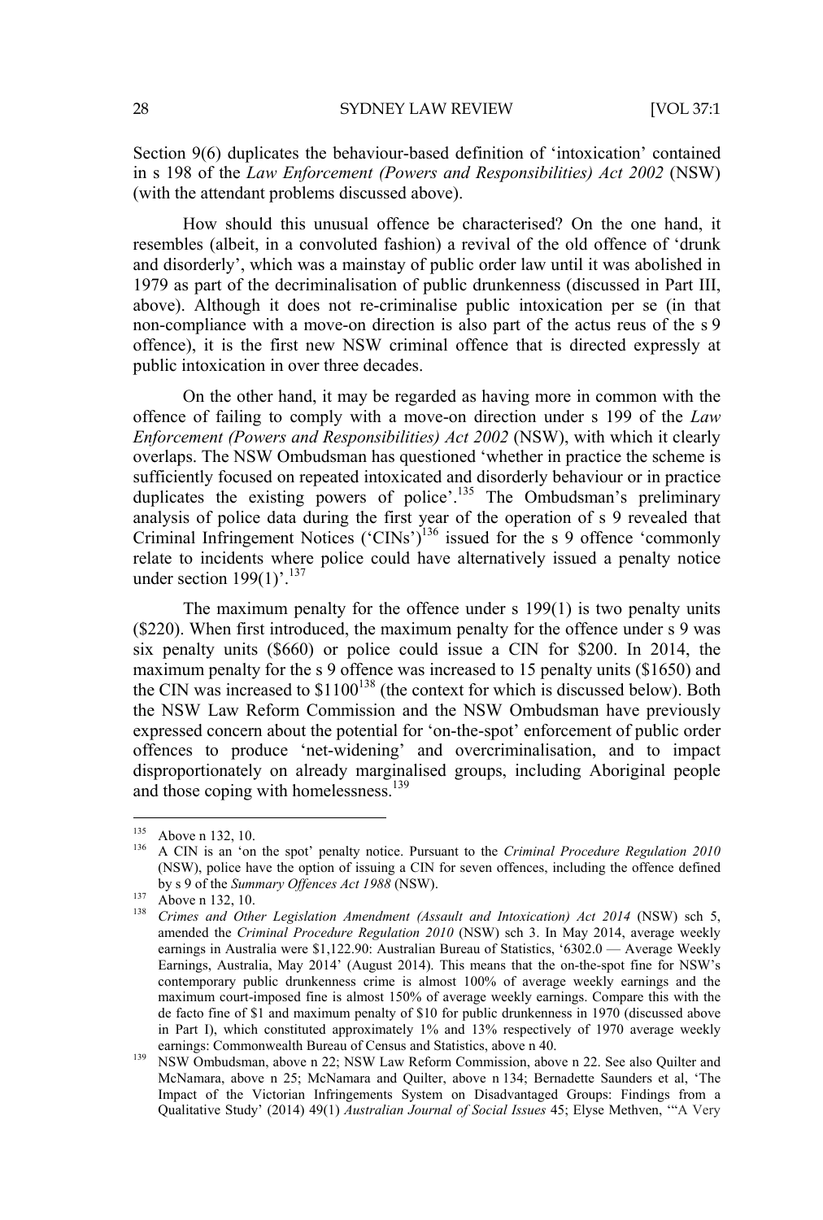Section 9(6) duplicates the behaviour-based definition of 'intoxication' contained in s 198 of the *Law Enforcement (Powers and Responsibilities) Act 2002* (NSW) (with the attendant problems discussed above).

How should this unusual offence be characterised? On the one hand, it resembles (albeit, in a convoluted fashion) a revival of the old offence of 'drunk and disorderly', which was a mainstay of public order law until it was abolished in 1979 as part of the decriminalisation of public drunkenness (discussed in Part III, above). Although it does not re-criminalise public intoxication per se (in that non-compliance with a move-on direction is also part of the actus reus of the s 9 offence), it is the first new NSW criminal offence that is directed expressly at public intoxication in over three decades.

On the other hand, it may be regarded as having more in common with the offence of failing to comply with a move-on direction under s 199 of the *Law Enforcement (Powers and Responsibilities) Act 2002* (NSW), with which it clearly overlaps. The NSW Ombudsman has questioned 'whether in practice the scheme is sufficiently focused on repeated intoxicated and disorderly behaviour or in practice duplicates the existing powers of police'.[135] The Ombudsman's preliminary analysis of police data during the first year of the operation of s 9 revealed that Criminal Infringement Notices ('CINs')[136] issued for the s 9 offence 'commonly relate to incidents where police could have alternatively issued a penalty notice under section 199(1)'.[137]

The maximum penalty for the offence under s 199(1) is two penalty units ($220). When first introduced, the maximum penalty for the offence under s 9 was six penalty units ($660) or police could issue a CIN for $200. In 2014, the maximum penalty for the s 9 offence was increased to 15 penalty units ($1650) and the CIN was increased to $1100[138] (the context for which is discussed below). Both the NSW Law Reform Commission and the NSW Ombudsman have previously expressed concern about the potential for 'on-the-spot' enforcement of public order offences to produce 'net-widening' and overcriminalisation, and to impact disproportionately on already marginalised groups, including Aboriginal people and those coping with homelessness.[139]

---

[135] Above n 132, 10.

[136] A CIN is an 'on the spot' penalty notice. Pursuant to the *Criminal Procedure Regulation 2010* (NSW), police have the option of issuing a CIN for seven offences, including the offence defined by s 9 of the *Summary Offences Act 1988* (NSW).

[137] Above n 132, 10.

[138] *Crimes and Other Legislation Amendment (Assault and Intoxication) Act 2014* (NSW) sch 5, amended the *Criminal Procedure Regulation 2010* (NSW) sch 3. In May 2014, average weekly earnings in Australia were $1,122.90: Australian Bureau of Statistics, '6302.0 — Average Weekly Earnings, Australia, May 2014' (August 2014). This means that the on-the-spot fine for NSW's contemporary public drunkenness crime is almost 100% of average weekly earnings and the maximum court-imposed fine is almost 150% of average weekly earnings. Compare this with the de facto fine of $1 and maximum penalty of $10 for public drunkenness in 1970 (discussed above in Part I), which constituted approximately 1% and 13% respectively of 1970 average weekly earnings: Commonwealth Bureau of Census and Statistics, above n 40.

[139] NSW Ombudsman, above n 22; NSW Law Reform Commission, above n 22. See also Quilter and McNamara, above n 25; McNamara and Quilter, above n 134; Bernadette Saunders et al, 'The Impact of the Victorian Infringements System on Disadvantaged Groups: Findings from a Qualitative Study' (2014) 49(1) *Australian Journal of Social Issues* 45; Elyse Methven, '"A Very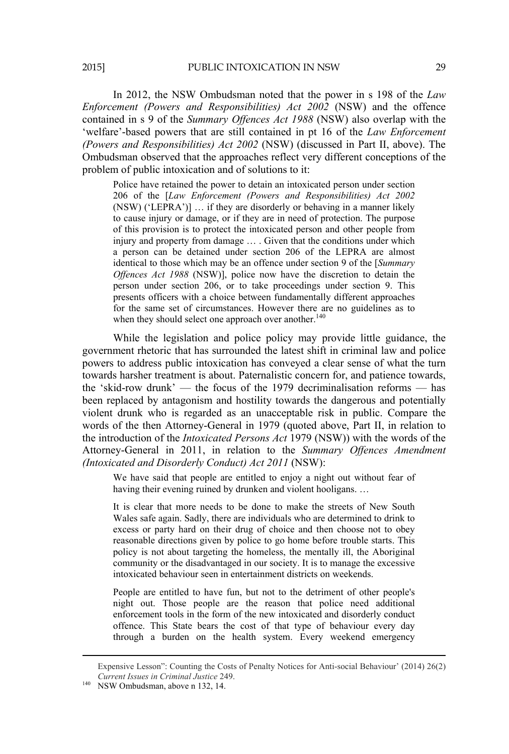In 2012, the NSW Ombudsman noted that the power in s 198 of the *Law Enforcement (Powers and Responsibilities) Act 2002* (NSW) and the offence contained in s 9 of the *Summary Offences Act 1988* (NSW) also overlap with the 'welfare'-based powers that are still contained in pt 16 of the *Law Enforcement (Powers and Responsibilities) Act 2002* (NSW) (discussed in Part II, above). The Ombudsman observed that the approaches reflect very different conceptions of the problem of public intoxication and of solutions to it:

> Police have retained the power to detain an intoxicated person under section 206 of the [*Law Enforcement (Powers and Responsibilities) Act 2002* (NSW) ('LEPRA')] … if they are disorderly or behaving in a manner likely to cause injury or damage, or if they are in need of protection. The purpose of this provision is to protect the intoxicated person and other people from injury and property from damage … . Given that the conditions under which a person can be detained under section 206 of the LEPRA are almost identical to those which may be an offence under section 9 of the [*Summary Offences Act 1988* (NSW)], police now have the discretion to detain the person under section 206, or to take proceedings under section 9. This presents officers with a choice between fundamentally different approaches for the same set of circumstances. However there are no guidelines as to when they should select one approach over another.[140]

While the legislation and police policy may provide little guidance, the government rhetoric that has surrounded the latest shift in criminal law and police powers to address public intoxication has conveyed a clear sense of what the turn towards harsher treatment is about. Paternalistic concern for, and patience towards, the 'skid-row drunk' — the focus of the 1979 decriminalisation reforms — has been replaced by antagonism and hostility towards the dangerous and potentially violent drunk who is regarded as an unacceptable risk in public. Compare the words of the then Attorney-General in 1979 (quoted above, Part II, in relation to the introduction of the *Intoxicated Persons Act* 1979 (NSW)) with the words of the Attorney-General in 2011, in relation to the *Summary Offences Amendment (Intoxicated and Disorderly Conduct) Act 2011* (NSW):

> We have said that people are entitled to enjoy a night out without fear of having their evening ruined by drunken and violent hooligans. …
>
> It is clear that more needs to be done to make the streets of New South Wales safe again. Sadly, there are individuals who are determined to drink to excess or party hard on their drug of choice and then choose not to obey reasonable directions given by police to go home before trouble starts. This policy is not about targeting the homeless, the mentally ill, the Aboriginal community or the disadvantaged in our society. It is to manage the excessive intoxicated behaviour seen in entertainment districts on weekends.
>
> People are entitled to have fun, but not to the detriment of other people's night out. Those people are the reason that police need additional enforcement tools in the form of the new intoxicated and disorderly conduct offence. This State bears the cost of that type of behaviour every day through a burden on the health system. Every weekend emergency

---

Expensive Lesson": Counting the Costs of Penalty Notices for Anti-social Behaviour' (2014) 26(2) *Current Issues in Criminal Justice* 249.

[140] NSW Ombudsman, above n 132, 14.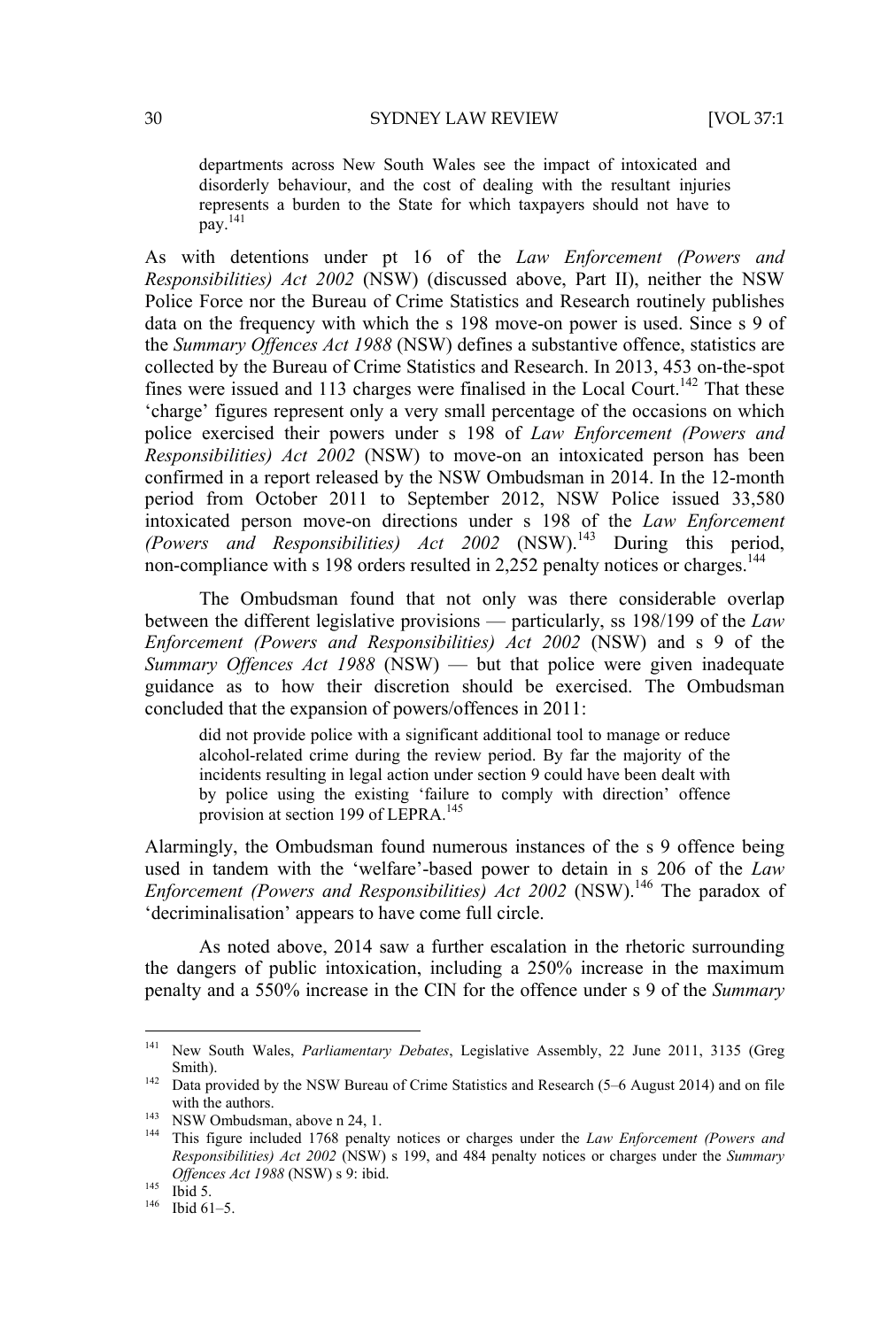> departments across New South Wales see the impact of intoxicated and disorderly behaviour, and the cost of dealing with the resultant injuries represents a burden to the State for which taxpayers should not have to pay.[141]

As with detentions under pt 16 of the *Law Enforcement (Powers and Responsibilities) Act 2002* (NSW) (discussed above, Part II), neither the NSW Police Force nor the Bureau of Crime Statistics and Research routinely publishes data on the frequency with which the s 198 move-on power is used. Since s 9 of the *Summary Offences Act 1988* (NSW) defines a substantive offence, statistics are collected by the Bureau of Crime Statistics and Research. In 2013, 453 on-the-spot fines were issued and 113 charges were finalised in the Local Court.[142] That these 'charge' figures represent only a very small percentage of the occasions on which police exercised their powers under s 198 of *Law Enforcement (Powers and Responsibilities) Act 2002* (NSW) to move-on an intoxicated person has been confirmed in a report released by the NSW Ombudsman in 2014. In the 12-month period from October 2011 to September 2012, NSW Police issued 33,580 intoxicated person move-on directions under s 198 of the *Law Enforcement (Powers and Responsibilities) Act 2002* (NSW).[143] During this period, non-compliance with s 198 orders resulted in 2,252 penalty notices or charges.[144]

The Ombudsman found that not only was there considerable overlap between the different legislative provisions — particularly, ss 198/199 of the *Law Enforcement (Powers and Responsibilities) Act 2002* (NSW) and s 9 of the *Summary Offences Act 1988* (NSW) — but that police were given inadequate guidance as to how their discretion should be exercised. The Ombudsman concluded that the expansion of powers/offences in 2011:

> did not provide police with a significant additional tool to manage or reduce alcohol-related crime during the review period. By far the majority of the incidents resulting in legal action under section 9 could have been dealt with by police using the existing 'failure to comply with direction' offence provision at section 199 of LEPRA.[145]

Alarmingly, the Ombudsman found numerous instances of the s 9 offence being used in tandem with the 'welfare'-based power to detain in s 206 of the *Law Enforcement (Powers and Responsibilities) Act 2002* (NSW).[146] The paradox of 'decriminalisation' appears to have come full circle.

As noted above, 2014 saw a further escalation in the rhetoric surrounding the dangers of public intoxication, including a 250% increase in the maximum penalty and a 550% increase in the CIN for the offence under s 9 of the *Summary*

---

[141] New South Wales, *Parliamentary Debates*, Legislative Assembly, 22 June 2011, 3135 (Greg Smith).

[142] Data provided by the NSW Bureau of Crime Statistics and Research (5–6 August 2014) and on file with the authors.

[143] NSW Ombudsman, above n 24, 1.

[144] This figure included 1768 penalty notices or charges under the *Law Enforcement (Powers and Responsibilities) Act 2002* (NSW) s 199, and 484 penalty notices or charges under the *Summary Offences Act 1988* (NSW) s 9: ibid.

[145] Ibid 5.

[146] Ibid 61–5.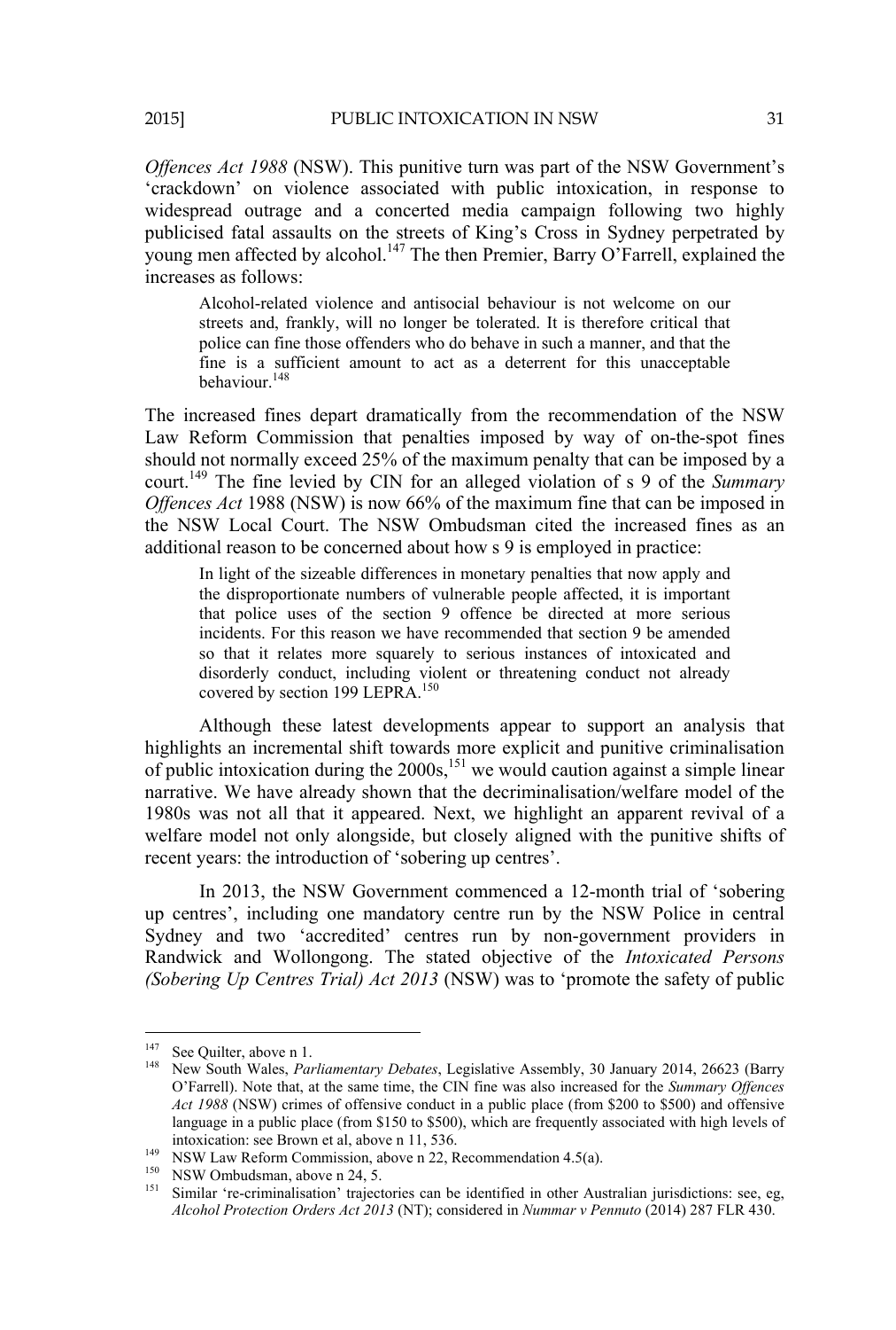*Offences Act 1988* (NSW). This punitive turn was part of the NSW Government's 'crackdown' on violence associated with public intoxication, in response to widespread outrage and a concerted media campaign following two highly publicised fatal assaults on the streets of King's Cross in Sydney perpetrated by young men affected by alcohol.[147] The then Premier, Barry O'Farrell, explained the increases as follows:

> Alcohol-related violence and antisocial behaviour is not welcome on our streets and, frankly, will no longer be tolerated. It is therefore critical that police can fine those offenders who do behave in such a manner, and that the fine is a sufficient amount to act as a deterrent for this unacceptable behaviour.[148]

The increased fines depart dramatically from the recommendation of the NSW Law Reform Commission that penalties imposed by way of on-the-spot fines should not normally exceed 25% of the maximum penalty that can be imposed by a court.[149] The fine levied by CIN for an alleged violation of s 9 of the *Summary Offences Act* 1988 (NSW) is now 66% of the maximum fine that can be imposed in the NSW Local Court. The NSW Ombudsman cited the increased fines as an additional reason to be concerned about how s 9 is employed in practice:

> In light of the sizeable differences in monetary penalties that now apply and the disproportionate numbers of vulnerable people affected, it is important that police uses of the section 9 offence be directed at more serious incidents. For this reason we have recommended that section 9 be amended so that it relates more squarely to serious instances of intoxicated and disorderly conduct, including violent or threatening conduct not already covered by section 199 LEPRA.[150]

Although these latest developments appear to support an analysis that highlights an incremental shift towards more explicit and punitive criminalisation of public intoxication during the 2000s,[151] we would caution against a simple linear narrative. We have already shown that the decriminalisation/welfare model of the 1980s was not all that it appeared. Next, we highlight an apparent revival of a welfare model not only alongside, but closely aligned with the punitive shifts of recent years: the introduction of 'sobering up centres'.

In 2013, the NSW Government commenced a 12-month trial of 'sobering up centres', including one mandatory centre run by the NSW Police in central Sydney and two 'accredited' centres run by non-government providers in Randwick and Wollongong. The stated objective of the *Intoxicated Persons (Sobering Up Centres Trial) Act 2013* (NSW) was to 'promote the safety of public

---

[147] See Quilter, above n 1.

[148] New South Wales, *Parliamentary Debates*, Legislative Assembly, 30 January 2014, 26623 (Barry O'Farrell). Note that, at the same time, the CIN fine was also increased for the *Summary Offences Act 1988* (NSW) crimes of offensive conduct in a public place (from $200 to $500) and offensive language in a public place (from $150 to $500), which are frequently associated with high levels of intoxication: see Brown et al, above n 11, 536.

[149] NSW Law Reform Commission, above n 22, Recommendation 4.5(a).

[150] NSW Ombudsman, above n 24, 5.

[151] Similar 're-criminalisation' trajectories can be identified in other Australian jurisdictions: see, eg, *Alcohol Protection Orders Act 2013* (NT); considered in *Nummar v Pennuto* (2014) 287 FLR 430.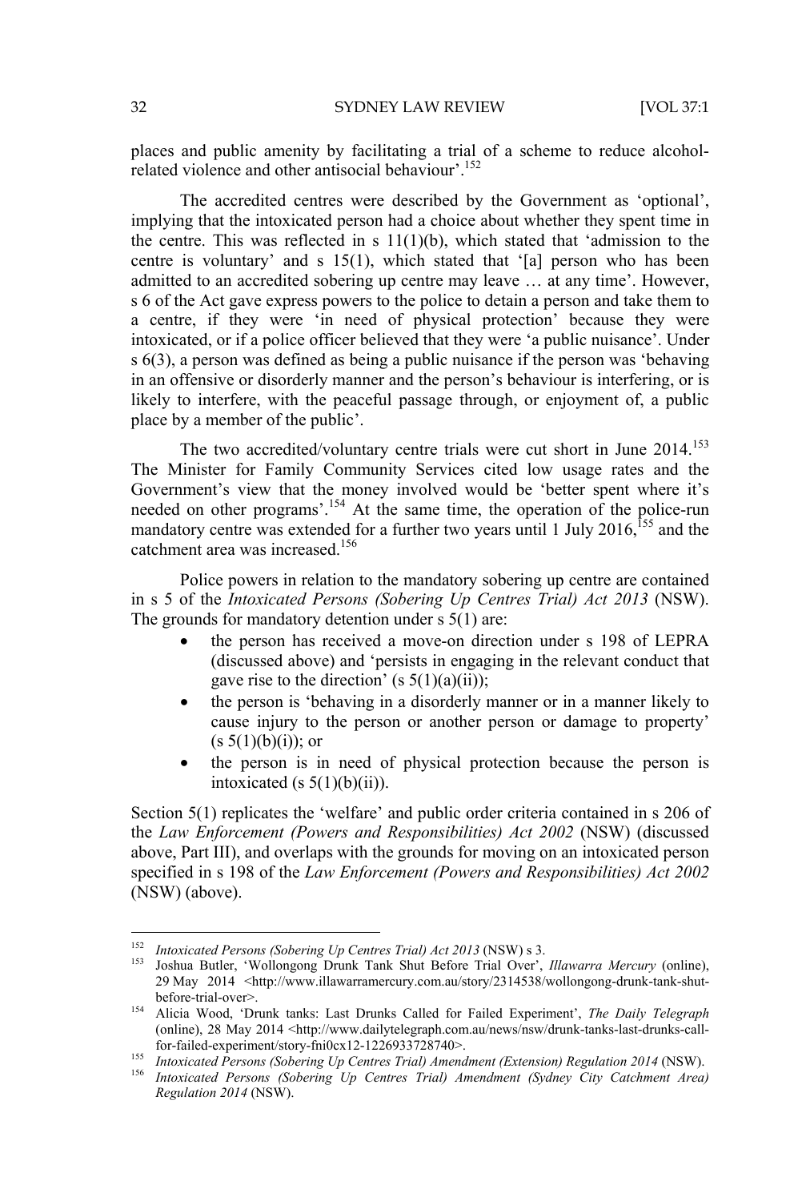places and public amenity by facilitating a trial of a scheme to reduce alcohol-related violence and other antisocial behaviour'.[152]

The accredited centres were described by the Government as 'optional', implying that the intoxicated person had a choice about whether they spent time in the centre. This was reflected in s 11(1)(b), which stated that 'admission to the centre is voluntary' and s 15(1), which stated that '[a] person who has been admitted to an accredited sobering up centre may leave … at any time'. However, s 6 of the Act gave express powers to the police to detain a person and take them to a centre, if they were 'in need of physical protection' because they were intoxicated, or if a police officer believed that they were 'a public nuisance'. Under s 6(3), a person was defined as being a public nuisance if the person was 'behaving in an offensive or disorderly manner and the person's behaviour is interfering, or is likely to interfere, with the peaceful passage through, or enjoyment of, a public place by a member of the public'.

The two accredited/voluntary centre trials were cut short in June 2014.[153] The Minister for Family Community Services cited low usage rates and the Government's view that the money involved would be 'better spent where it's needed on other programs'.[154] At the same time, the operation of the police-run mandatory centre was extended for a further two years until 1 July 2016,[155] and the catchment area was increased.[156]

Police powers in relation to the mandatory sobering up centre are contained in s 5 of the *Intoxicated Persons (Sobering Up Centres Trial) Act 2013* (NSW). The grounds for mandatory detention under s 5(1) are:

- the person has received a move-on direction under s 198 of LEPRA (discussed above) and 'persists in engaging in the relevant conduct that gave rise to the direction' (s 5(1)(a)(ii));
- the person is 'behaving in a disorderly manner or in a manner likely to cause injury to the person or another person or damage to property' (s 5(1)(b)(i)); or
- the person is in need of physical protection because the person is intoxicated (s 5(1)(b)(ii)).

Section 5(1) replicates the 'welfare' and public order criteria contained in s 206 of the *Law Enforcement (Powers and Responsibilities) Act 2002* (NSW) (discussed above, Part III), and overlaps with the grounds for moving on an intoxicated person specified in s 198 of the *Law Enforcement (Powers and Responsibilities) Act 2002* (NSW) (above).

---

[152] *Intoxicated Persons (Sobering Up Centres Trial) Act 2013* (NSW) s 3.

[153] Joshua Butler, 'Wollongong Drunk Tank Shut Before Trial Over', *Illawarra Mercury* (online), 29 May 2014 <http://www.illawarramercury.com.au/story/2314538/wollongong-drunk-tank-shut-before-trial-over>.

[154] Alicia Wood, 'Drunk tanks: Last Drunks Called for Failed Experiment', *The Daily Telegraph* (online), 28 May 2014 <http://www.dailytelegraph.com.au/news/nsw/drunk-tanks-last-drunks-call-for-failed-experiment/story-fni0cx12-1226933728740>.

[155] *Intoxicated Persons (Sobering Up Centres Trial) Amendment (Extension) Regulation 2014* (NSW).

[156] *Intoxicated Persons (Sobering Up Centres Trial) Amendment (Sydney City Catchment Area) Regulation 2014* (NSW).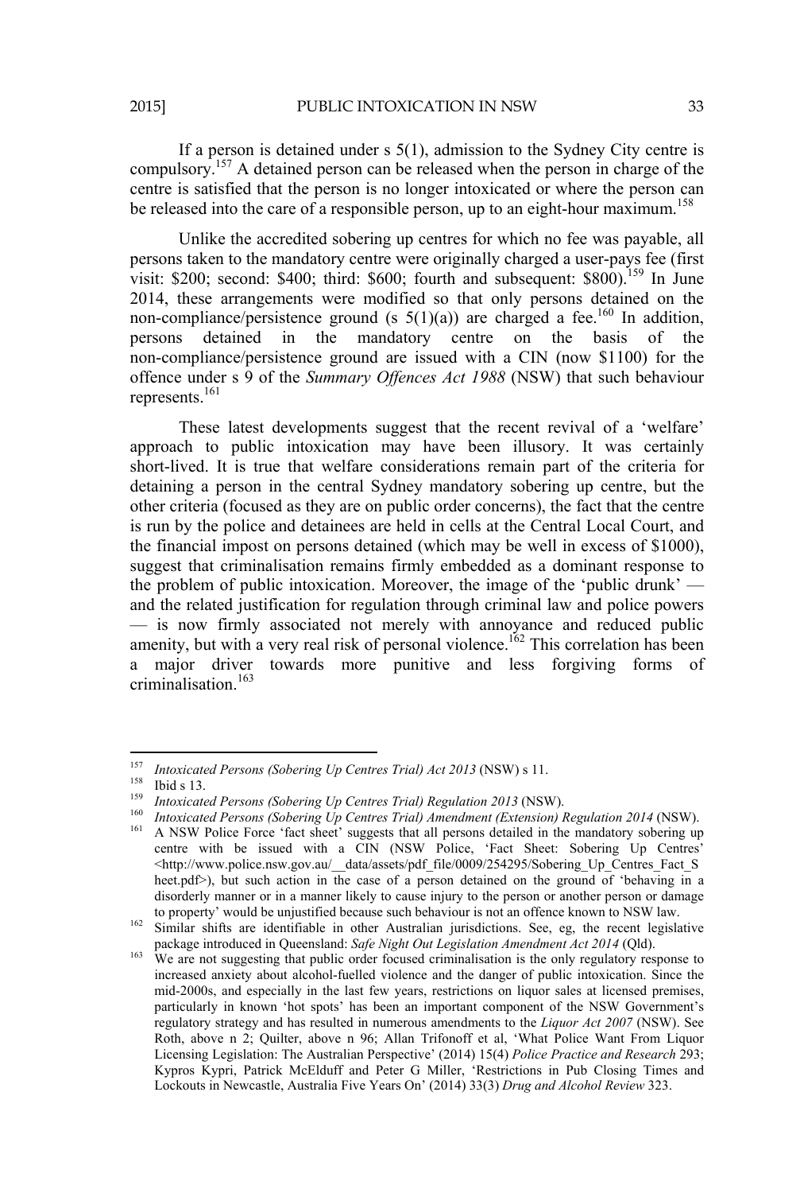If a person is detained under s 5(1), admission to the Sydney City centre is compulsory.[157] A detained person can be released when the person in charge of the centre is satisfied that the person is no longer intoxicated or where the person can be released into the care of a responsible person, up to an eight-hour maximum.[158]

Unlike the accredited sobering up centres for which no fee was payable, all persons taken to the mandatory centre were originally charged a user-pays fee (first visit: $200; second: $400; third: $600; fourth and subsequent: $800).[159] In June 2014, these arrangements were modified so that only persons detained on the non-compliance/persistence ground (s 5(1)(a)) are charged a fee.[160] In addition, persons detained in the mandatory centre on the basis of the non-compliance/persistence ground are issued with a CIN (now $1100) for the offence under s 9 of the *Summary Offences Act 1988* (NSW) that such behaviour represents.[161]

These latest developments suggest that the recent revival of a 'welfare' approach to public intoxication may have been illusory. It was certainly short-lived. It is true that welfare considerations remain part of the criteria for detaining a person in the central Sydney mandatory sobering up centre, but the other criteria (focused as they are on public order concerns), the fact that the centre is run by the police and detainees are held in cells at the Central Local Court, and the financial impost on persons detained (which may be well in excess of $1000), suggest that criminalisation remains firmly embedded as a dominant response to the problem of public intoxication. Moreover, the image of the 'public drunk' — and the related justification for regulation through criminal law and police powers — is now firmly associated not merely with annoyance and reduced public amenity, but with a very real risk of personal violence.[162] This correlation has been a major driver towards more punitive and less forgiving forms of criminalisation.[163]

---

[157] *Intoxicated Persons (Sobering Up Centres Trial) Act 2013* (NSW) s 11.

[158] Ibid s 13.

[159] *Intoxicated Persons (Sobering Up Centres Trial) Regulation 2013* (NSW).

[160] *Intoxicated Persons (Sobering Up Centres Trial) Amendment (Extension) Regulation 2014* (NSW).

[161] A NSW Police Force 'fact sheet' suggests that all persons detailed in the mandatory sobering up centre with be issued with a CIN (NSW Police, 'Fact Sheet: Sobering Up Centres' <http://www.police.nsw.gov.au/__data/assets/pdf_file/0009/254295/Sobering_Up_Centres_Fact_Sheet.pdf>), but such action in the case of a person detained on the ground of 'behaving in a disorderly manner or in a manner likely to cause injury to the person or another person or damage to property' would be unjustified because such behaviour is not an offence known to NSW law.

[162] Similar shifts are identifiable in other Australian jurisdictions. See, eg, the recent legislative package introduced in Queensland: *Safe Night Out Legislation Amendment Act 2014* (Qld).

[163] We are not suggesting that public order focused criminalisation is the only regulatory response to increased anxiety about alcohol-fuelled violence and the danger of public intoxication. Since the mid-2000s, and especially in the last few years, restrictions on liquor sales at licensed premises, particularly in known 'hot spots' has been an important component of the NSW Government's regulatory strategy and has resulted in numerous amendments to the *Liquor Act 2007* (NSW). See Roth, above n 2; Quilter, above n 96; Allan Trifonoff et al, 'What Police Want From Liquor Licensing Legislation: The Australian Perspective' (2014) 15(4) *Police Practice and Research* 293; Kypros Kypri, Patrick McElduff and Peter G Miller, 'Restrictions in Pub Closing Times and Lockouts in Newcastle, Australia Five Years On' (2014) 33(3) *Drug and Alcohol Review* 323.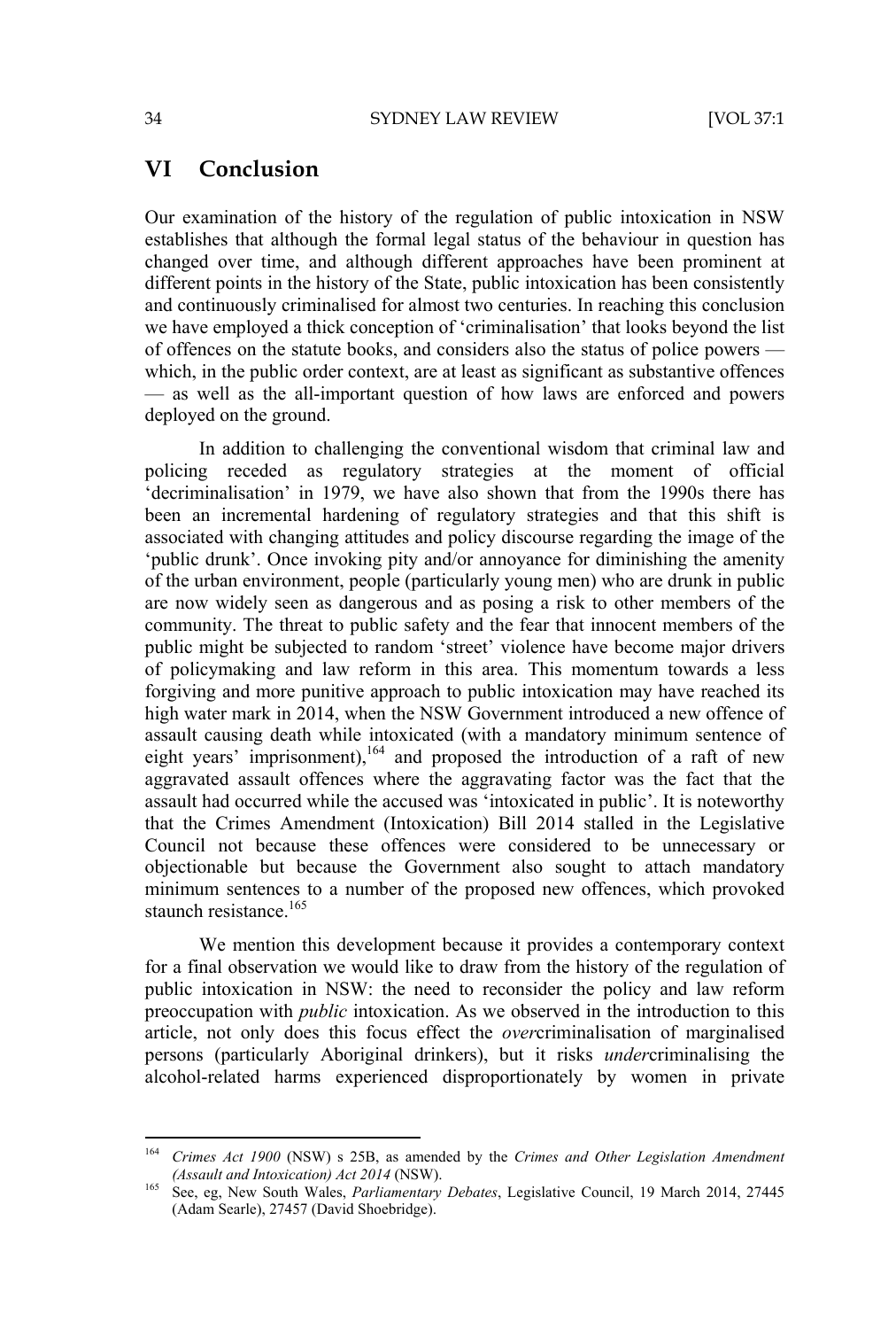## VI Conclusion

Our examination of the history of the regulation of public intoxication in NSW establishes that although the formal legal status of the behaviour in question has changed over time, and although different approaches have been prominent at different points in the history of the State, public intoxication has been consistently and continuously criminalised for almost two centuries. In reaching this conclusion we have employed a thick conception of 'criminalisation' that looks beyond the list of offences on the statute books, and considers also the status of police powers — which, in the public order context, are at least as significant as substantive offences — as well as the all-important question of how laws are enforced and powers deployed on the ground.

In addition to challenging the conventional wisdom that criminal law and policing receded as regulatory strategies at the moment of official 'decriminalisation' in 1979, we have also shown that from the 1990s there has been an incremental hardening of regulatory strategies and that this shift is associated with changing attitudes and policy discourse regarding the image of the 'public drunk'. Once invoking pity and/or annoyance for diminishing the amenity of the urban environment, people (particularly young men) who are drunk in public are now widely seen as dangerous and as posing a risk to other members of the community. The threat to public safety and the fear that innocent members of the public might be subjected to random 'street' violence have become major drivers of policymaking and law reform in this area. This momentum towards a less forgiving and more punitive approach to public intoxication may have reached its high water mark in 2014, when the NSW Government introduced a new offence of assault causing death while intoxicated (with a mandatory minimum sentence of eight years' imprisonment),[164] and proposed the introduction of a raft of new aggravated assault offences where the aggravating factor was the fact that the assault had occurred while the accused was 'intoxicated in public'. It is noteworthy that the Crimes Amendment (Intoxication) Bill 2014 stalled in the Legislative Council not because these offences were considered to be unnecessary or objectionable but because the Government also sought to attach mandatory minimum sentences to a number of the proposed new offences, which provoked staunch resistance.[165]

We mention this development because it provides a contemporary context for a final observation we would like to draw from the history of the regulation of public intoxication in NSW: the need to reconsider the policy and law reform preoccupation with *public* intoxication. As we observed in the introduction to this article, not only does this focus effect the *over*criminalisation of marginalised persons (particularly Aboriginal drinkers), but it risks *under*criminalising the alcohol-related harms experienced disproportionately by women in private

---

[164] *Crimes Act 1900* (NSW) s 25B, as amended by the *Crimes and Other Legislation Amendment (Assault and Intoxication) Act 2014* (NSW).

[165] See, eg, New South Wales, *Parliamentary Debates*, Legislative Council, 19 March 2014, 27445 (Adam Searle), 27457 (David Shoebridge).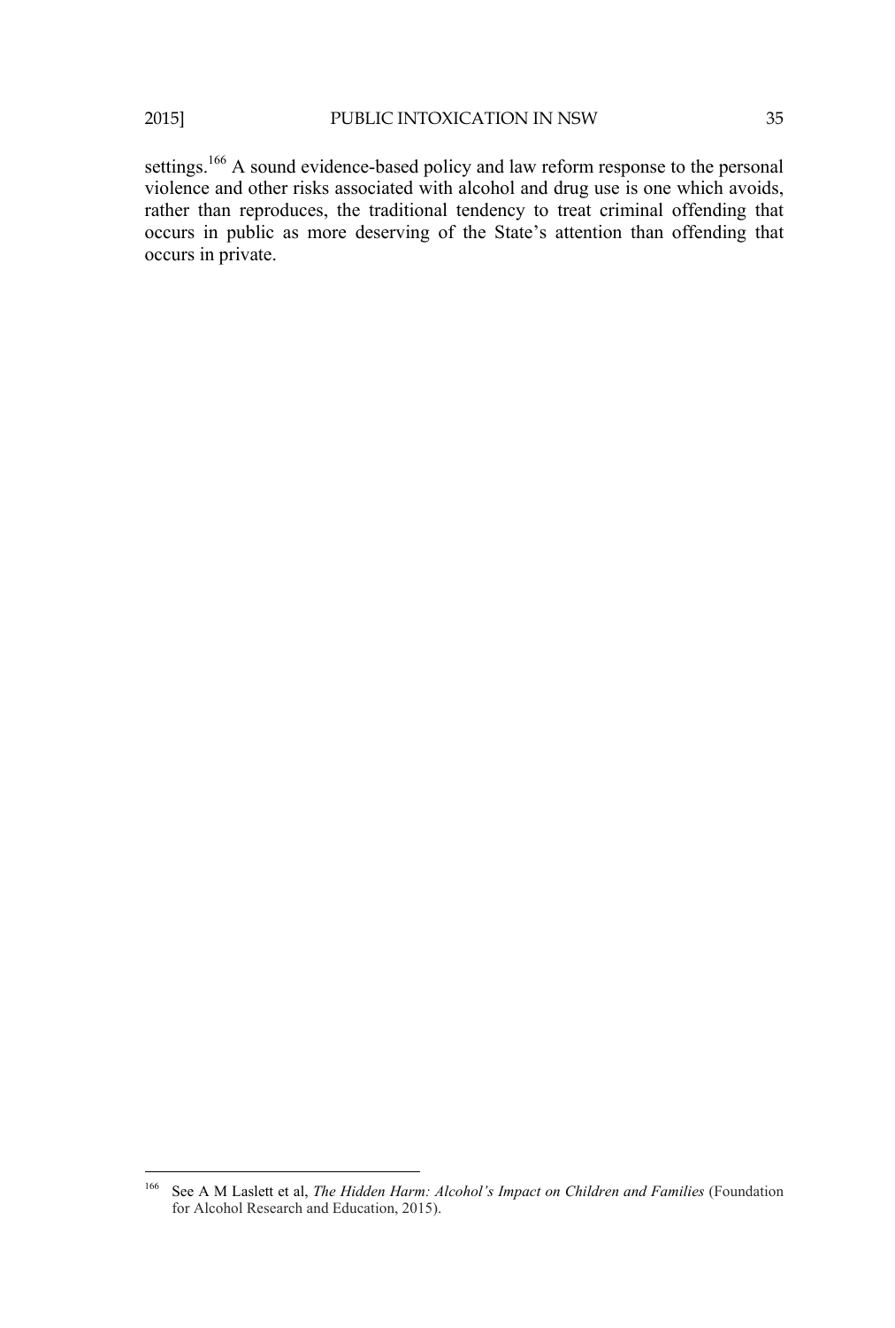settings.[166] A sound evidence-based policy and law reform response to the personal violence and other risks associated with alcohol and drug use is one which avoids, rather than reproduces, the traditional tendency to treat criminal offending that occurs in public as more deserving of the State's attention than offending that occurs in private.

---

[166] See A M Laslett et al, *The Hidden Harm: Alcohol's Impact on Children and Families* (Foundation for Alcohol Research and Education, 2015).